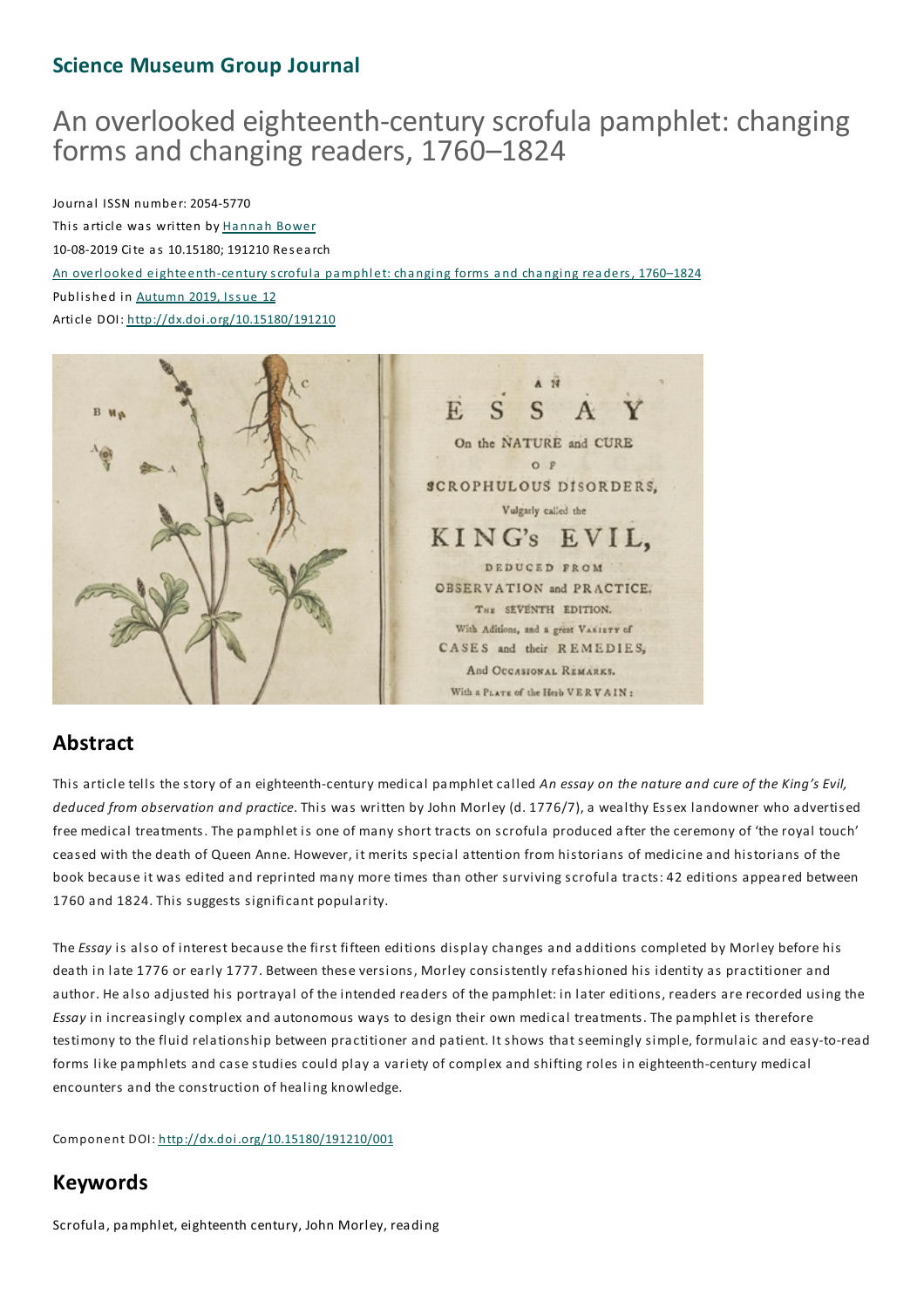## Science Museum Group Journal

# An overlooked eighteenth-century scrofula pamphlet: changing forms and changing readers, 1760–1824

Journal ISSN number: 2054-5770

This article was written by Hannah Bower

10-08-2019 Cite as 10.15180; 191210 Research

An overlooked eighteenth-century scrofula pamphlet: changing forms and changing readers, 1760–1824

Published in Autumn 2019, Issue 12

Article DOI: http://dx.doi.org/10.15180/191210

## Abstract

This article tells the story of an eighteenth-century medical pamphlet called *An essay on the nature and cure of the King's Evil, deduced from observation and practice*. This was written by John Morley (d. 1776/7), a wealthy Essex landowner who advertised free medical treatments. The pamphlet is one of many short tracts on scrofula produced after the ceremony of 'the royal touch' ceased with the death of Queen Anne. However, it merits special attention from historians of medicine and historians of the book because it was edited and reprinted many more times than other surviving scrofula tracts: 42 editions appeared between 1760 and 1824. This suggests significant popularity.

The *Essay* is also of interest because the first fifteen editions display changes and additions completed by Morley before his death in late 1776 or early 1777. Between these versions, Morley consistently refashioned his identity as practitioner and author. He also adjusted his portrayal of the intended readers of the pamphlet: in later editions, readers are recorded using the *Essay* in increasingly complex and autonomous ways to design their own medical treatments. The pamphlet is therefore testimony to the fluid relationship between practitioner and patient. It shows that seemingly simple, formulaic and easy-to-read forms like pamphlets and case studies could play a variety of complex and shifting roles in eighteenth-century medical encounters and the construction of healing knowledge.

Component DOI: http://dx.doi.org/10.15180/191210/001

## Keywords

Scrofula, pamphlet, eighteenth century, John Morley, reading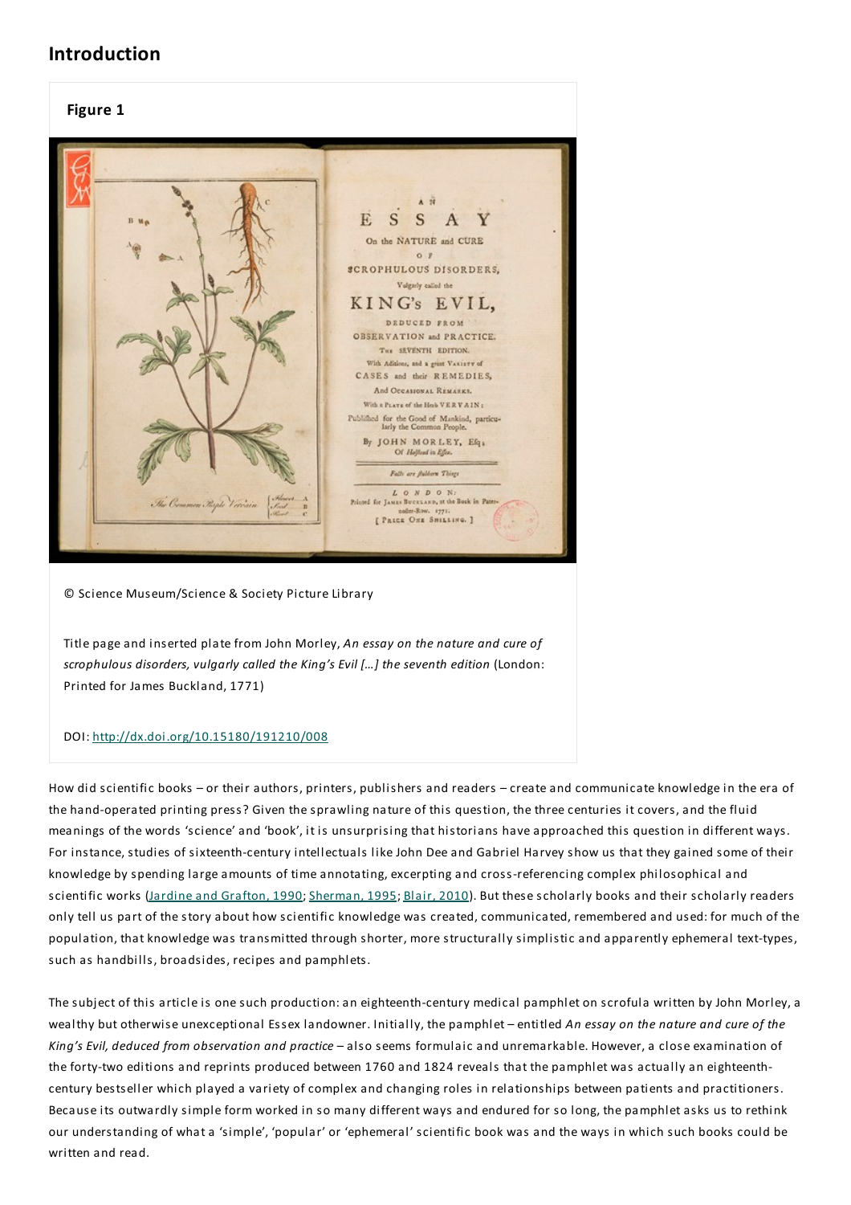## Introduction

**Figure 1**

© Science Museum/Science & Society Picture Library

Title page and inserted plate from John Morley, *An essay on the nature and cure of scrophulous disorders, vulgarly called the King's Evil […] the seventh edition* (London: Printed for James Buckland, 1771)

DOI: http://dx.doi.org/10.15180/191210/008

How did scientific books – or their authors, printers, publishers and readers – create and communicate knowledge in the era of the hand-operated printing press? Given the sprawling nature of this question, the three centuries it covers, and the fluid meanings of the words 'science' and 'book', it is unsurprising that historians have approached this question in different ways. For instance, studies of sixteenth-century intellectuals like John Dee and Gabriel Harvey show us that they gained some of their knowledge by spending large amounts of time annotating, excerpting and cross-referencing complex philosophical and scientific works (Jardine and Grafton, 1990; Sherman, 1995; Blair, 2010). But these scholarly books and their scholarly readers only tell us part of the story about how scientific knowledge was created, communicated, remembered and used: for much of the population, that knowledge was transmitted through shorter, more structurally simplistic and apparently ephemeral text-types, such as handbills, broadsides, recipes and pamphlets.

The subject of this article is one such production: an eighteenth-century medical pamphlet on scrofula written by John Morley, a wealthy but otherwise unexceptional Essex landowner. Initially, the pamphlet – entitled *An essay on the nature and cure of the King's Evil, deduced from observation and practice* – also seems formulaic and unremarkable. However, a close examination of the forty-two editions and reprints produced between 1760 and 1824 reveals that the pamphlet was actually an eighteenth-century bestseller which played a variety of complex and changing roles in relationships between patients and practitioners. Because its outwardly simple form worked in so many different ways and endured for so long, the pamphlet asks us to rethink our understanding of what a 'simple', 'popular' or 'ephemeral' scientific book was and the ways in which such books could be written and read.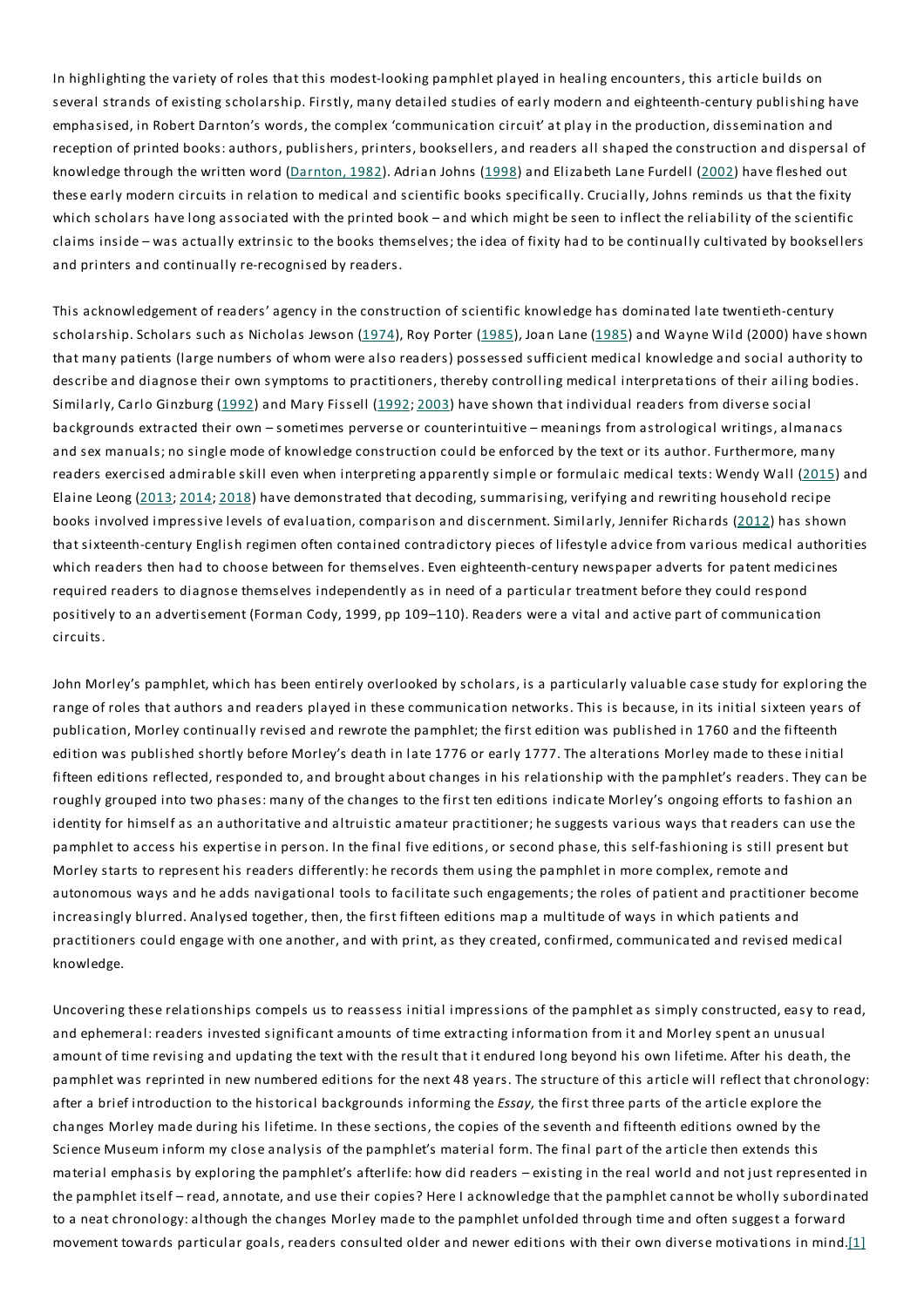In highlighting the variety of roles that this modest-looking pamphlet played in healing encounters, this article builds on several strands of existing scholarship. Firstly, many detailed studies of early modern and eighteenth-century publishing have emphasised, in Robert Darnton's words, the complex 'communication circuit' at play in the production, dissemination and reception of printed books: authors, publishers, printers, booksellers, and readers all shaped the construction and dispersal of knowledge through the written word (Darnton, 1982). Adrian Johns (1998) and Elizabeth Lane Furdell (2002) have fleshed out these early modern circuits in relation to medical and scientific books specifically. Crucially, Johns reminds us that the fixity which scholars have long associated with the printed book – and which might be seen to inflect the reliability of the scientific claims inside – was actually extrinsic to the books themselves; the idea of fixity had to be continually cultivated by booksellers and printers and continually re-recognised by readers.

This acknowledgement of readers' agency in the construction of scientific knowledge has dominated late twentieth-century scholarship. Scholars such as Nicholas Jewson (1974), Roy Porter (1985), Joan Lane (1985) and Wayne Wild (2000) have shown that many patients (large numbers of whom were also readers) possessed sufficient medical knowledge and social authority to describe and diagnose their own symptoms to practitioners, thereby controlling medical interpretations of their ailing bodies. Similarly, Carlo Ginzburg (1992) and Mary Fissell (1992; 2003) have shown that individual readers from diverse social backgrounds extracted their own – sometimes perverse or counterintuitive – meanings from astrological writings, almanacs and sex manuals; no single mode of knowledge construction could be enforced by the text or its author. Furthermore, many readers exercised admirable skill even when interpreting apparently simple or formulaic medical texts: Wendy Wall (2015) and Elaine Leong (2013; 2014; 2018) have demonstrated that decoding, summarising, verifying and rewriting household recipe books involved impressive levels of evaluation, comparison and discernment. Similarly, Jennifer Richards (2012) has shown that sixteenth-century English regimen often contained contradictory pieces of lifestyle advice from various medical authorities which readers then had to choose between for themselves. Even eighteenth-century newspaper adverts for patent medicines required readers to diagnose themselves independently as in need of a particular treatment before they could respond positively to an advertisement (Forman Cody, 1999, pp 109–110). Readers were a vital and active part of communication circuits.

John Morley's pamphlet, which has been entirely overlooked by scholars, is a particularly valuable case study for exploring the range of roles that authors and readers played in these communication networks. This is because, in its initial sixteen years of publication, Morley continually revised and rewrote the pamphlet; the first edition was published in 1760 and the fifteenth edition was published shortly before Morley's death in late 1776 or early 1777. The alterations Morley made to these initial fifteen editions reflected, responded to, and brought about changes in his relationship with the pamphlet's readers. They can be roughly grouped into two phases: many of the changes to the first ten editions indicate Morley's ongoing efforts to fashion an identity for himself as an authoritative and altruistic amateur practitioner; he suggests various ways that readers can use the pamphlet to access his expertise in person. In the final five editions, or second phase, this self-fashioning is still present but Morley starts to represent his readers differently: he records them using the pamphlet in more complex, remote and autonomous ways and he adds navigational tools to facilitate such engagements; the roles of patient and practitioner become increasingly blurred. Analysed together, then, the first fifteen editions map a multitude of ways in which patients and practitioners could engage with one another, and with print, as they created, confirmed, communicated and revised medical knowledge.

Uncovering these relationships compels us to reassess initial impressions of the pamphlet as simply constructed, easy to read, and ephemeral: readers invested significant amounts of time extracting information from it and Morley spent an unusual amount of time revising and updating the text with the result that it endured long beyond his own lifetime. After his death, the pamphlet was reprinted in new numbered editions for the next 48 years. The structure of this article will reflect that chronology: after a brief introduction to the historical backgrounds informing the *Essay,* the first three parts of the article explore the changes Morley made during his lifetime. In these sections, the copies of the seventh and fifteenth editions owned by the Science Museum inform my close analysis of the pamphlet's material form. The final part of the article then extends this material emphasis by exploring the pamphlet's afterlife: how did readers – existing in the real world and not just represented in the pamphlet itself – read, annotate, and use their copies? Here I acknowledge that the pamphlet cannot be wholly subordinated to a neat chronology: although the changes Morley made to the pamphlet unfolded through time and often suggest a forward movement towards particular goals, readers consulted older and newer editions with their own diverse motivations in mind.[1]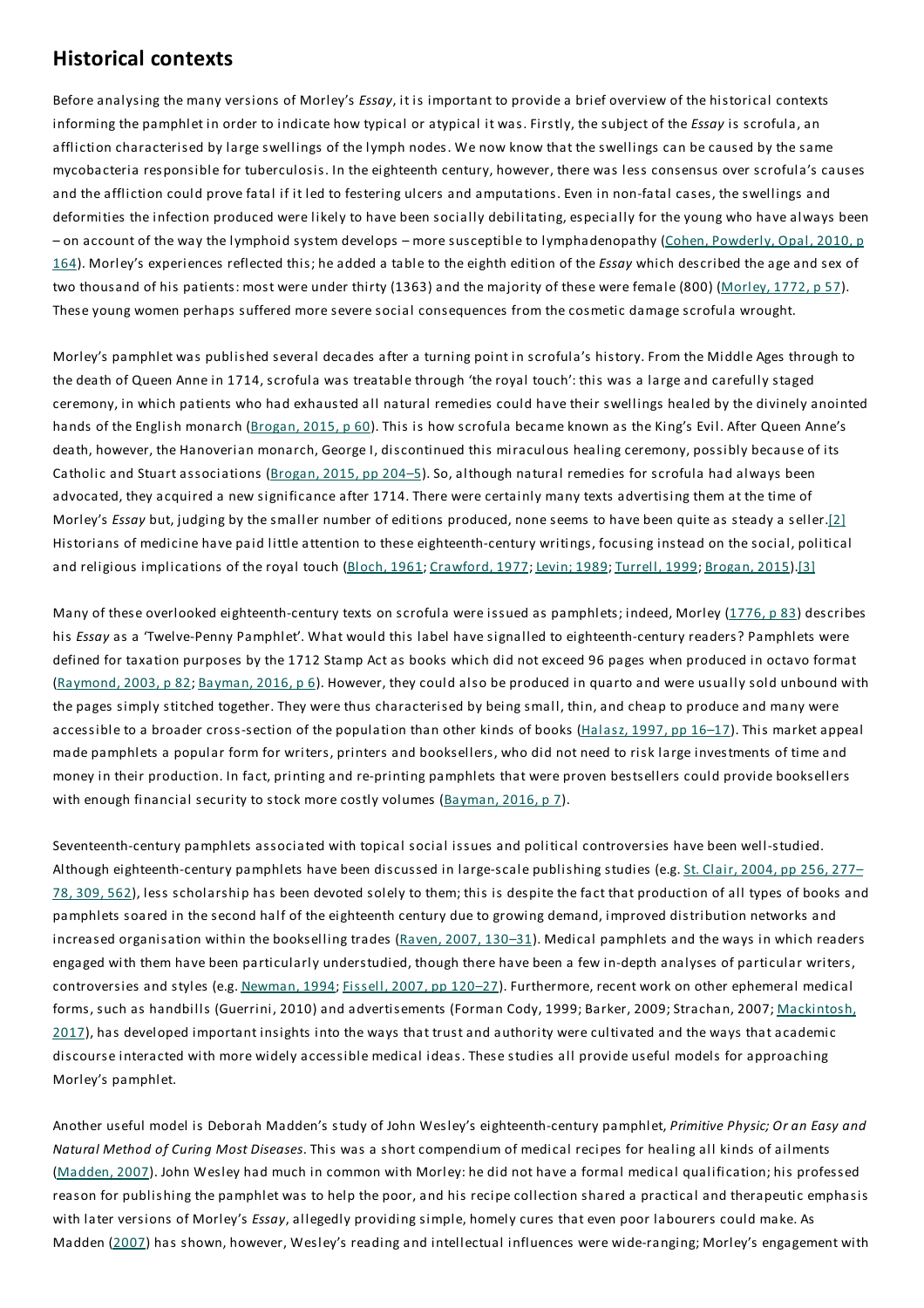## Historical contexts

Before analysing the many versions of Morley's *Essay*, it is important to provide a brief overview of the historical contexts informing the pamphlet in order to indicate how typical or atypical it was. Firstly, the subject of the *Essay* is scrofula, an affliction characterised by large swellings of the lymph nodes. We now know that the swellings can be caused by the same mycobacteria responsible for tuberculosis. In the eighteenth century, however, there was less consensus over scrofula's causes and the affliction could prove fatal if it led to festering ulcers and amputations. Even in non-fatal cases, the swellings and deformities the infection produced were likely to have been socially debilitating, especially for the young who have always been – on account of the way the lymphoid system develops – more susceptible to lymphadenopathy (Cohen, Powderly, Opal, 2010, p 164). Morley's experiences reflected this; he added a table to the eighth edition of the *Essay* which described the age and sex of two thousand of his patients: most were under thirty (1363) and the majority of these were female (800) (Morley, 1772, p 57). These young women perhaps suffered more severe social consequences from the cosmetic damage scrofula wrought.

Morley's pamphlet was published several decades after a turning point in scrofula's history. From the Middle Ages through to the death of Queen Anne in 1714, scrofula was treatable through 'the royal touch': this was a large and carefully staged ceremony, in which patients who had exhausted all natural remedies could have their swellings healed by the divinely anointed hands of the English monarch (Brogan, 2015, p 60). This is how scrofula became known as the King's Evil. After Queen Anne's death, however, the Hanoverian monarch, George I, discontinued this miraculous healing ceremony, possibly because of its Catholic and Stuart associations (Brogan, 2015, pp 204–5). So, although natural remedies for scrofula had always been advocated, they acquired a new significance after 1714. There were certainly many texts advertising them at the time of Morley's *Essay* but, judging by the smaller number of editions produced, none seems to have been quite as steady a seller.[2] Historians of medicine have paid little attention to these eighteenth-century writings, focusing instead on the social, political and religious implications of the royal touch (Bloch, 1961; Crawford, 1977; Levin; 1989; Turrell, 1999; Brogan, 2015).[3]

Many of these overlooked eighteenth-century texts on scrofula were issued as pamphlets; indeed, Morley (1776, p 83) describes his *Essay* as a 'Twelve-Penny Pamphlet'. What would this label have signalled to eighteenth-century readers? Pamphlets were defined for taxation purposes by the 1712 Stamp Act as books which did not exceed 96 pages when produced in octavo format (Raymond, 2003, p 82; Bayman, 2016, p 6). However, they could also be produced in quarto and were usually sold unbound with the pages simply stitched together. They were thus characterised by being small, thin, and cheap to produce and many were accessible to a broader cross-section of the population than other kinds of books (Halasz, 1997, pp 16–17). This market appeal made pamphlets a popular form for writers, printers and booksellers, who did not need to risk large investments of time and money in their production. In fact, printing and re-printing pamphlets that were proven bestsellers could provide booksellers with enough financial security to stock more costly volumes (Bayman, 2016, p 7).

Seventeenth-century pamphlets associated with topical social issues and political controversies have been well-studied. Although eighteenth-century pamphlets have been discussed in large-scale publishing studies (e.g. St. Clair, 2004, pp 256, 277–78, 309, 562), less scholarship has been devoted solely to them; this is despite the fact that production of all types of books and pamphlets soared in the second half of the eighteenth century due to growing demand, improved distribution networks and increased organisation within the bookselling trades (Raven, 2007, 130–31). Medical pamphlets and the ways in which readers engaged with them have been particularly understudied, though there have been a few in-depth analyses of particular writers, controversies and styles (e.g. Newman, 1994; Fissell, 2007, pp 120–27). Furthermore, recent work on other ephemeral medical forms, such as handbills (Guerrini, 2010) and advertisements (Forman Cody, 1999; Barker, 2009; Strachan, 2007; Mackintosh, 2017), has developed important insights into the ways that trust and authority were cultivated and the ways that academic discourse interacted with more widely accessible medical ideas. These studies all provide useful models for approaching Morley's pamphlet.

Another useful model is Deborah Madden's study of John Wesley's eighteenth-century pamphlet, *Primitive Physic; Or an Easy and Natural Method of Curing Most Diseases*. This was a short compendium of medical recipes for healing all kinds of ailments (Madden, 2007). John Wesley had much in common with Morley: he did not have a formal medical qualification; his professed reason for publishing the pamphlet was to help the poor, and his recipe collection shared a practical and therapeutic emphasis with later versions of Morley's *Essay*, allegedly providing simple, homely cures that even poor labourers could make. As Madden (2007) has shown, however, Wesley's reading and intellectual influences were wide-ranging; Morley's engagement with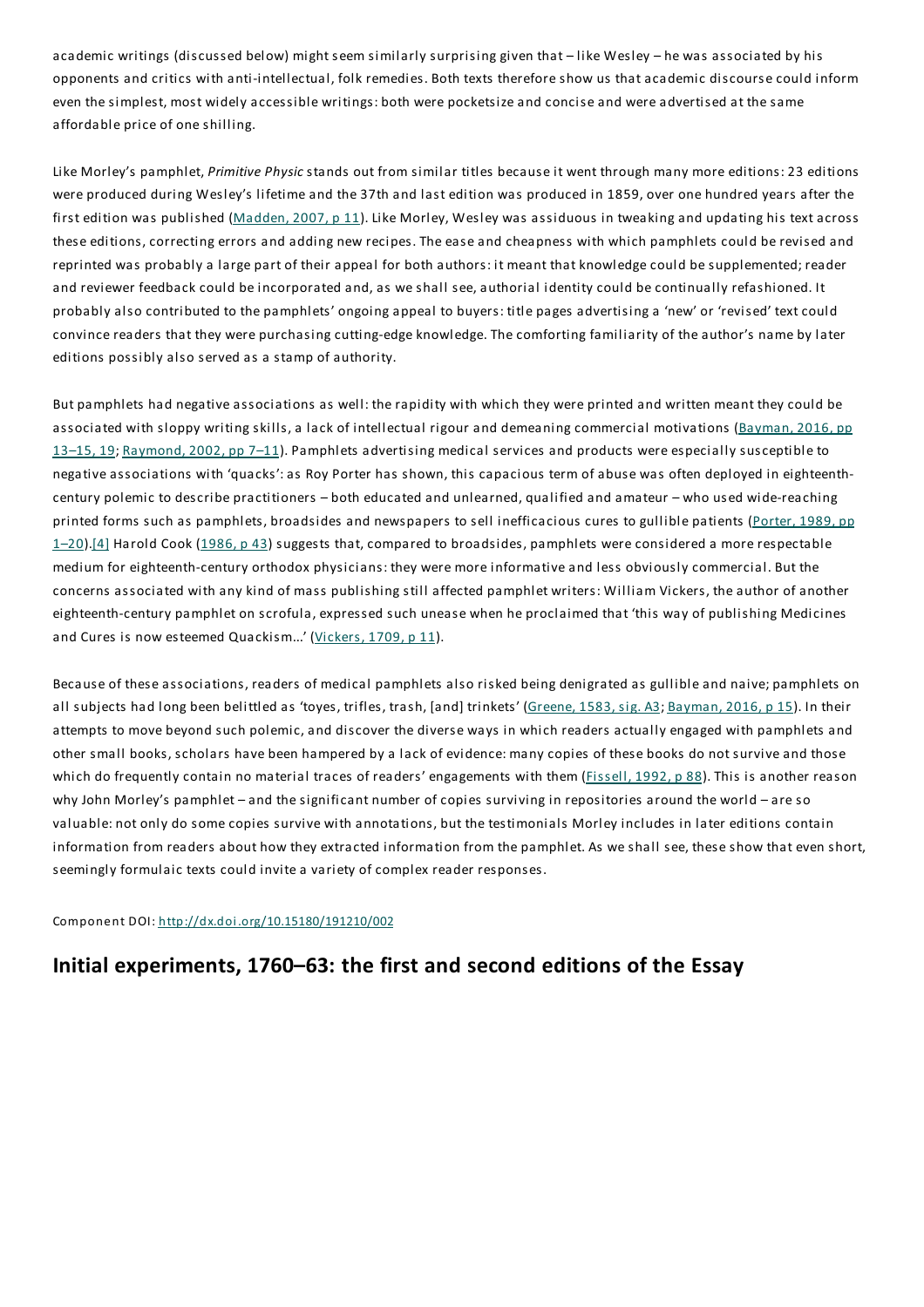academic writings (discussed below) might seem similarly surprising given that – like Wesley – he was associated by his opponents and critics with anti-intellectual, folk remedies. Both texts therefore show us that academic discourse could inform even the simplest, most widely accessible writings: both were pocketsize and concise and were advertised at the same affordable price of one shilling.

Like Morley's pamphlet, *Primitive Physic* stands out from similar titles because it went through many more editions: 23 editions were produced during Wesley's lifetime and the 37th and last edition was produced in 1859, over one hundred years after the first edition was published (Madden, 2007, p 11). Like Morley, Wesley was assiduous in tweaking and updating his text across these editions, correcting errors and adding new recipes. The ease and cheapness with which pamphlets could be revised and reprinted was probably a large part of their appeal for both authors: it meant that knowledge could be supplemented; reader and reviewer feedback could be incorporated and, as we shall see, authorial identity could be continually refashioned. It probably also contributed to the pamphlets' ongoing appeal to buyers: title pages advertising a 'new' or 'revised' text could convince readers that they were purchasing cutting-edge knowledge. The comforting familiarity of the author's name by later editions possibly also served as a stamp of authority.

But pamphlets had negative associations as well: the rapidity with which they were printed and written meant they could be associated with sloppy writing skills, a lack of intellectual rigour and demeaning commercial motivations (Bayman, 2016, pp 13–15, 19; Raymond, 2002, pp 7–11). Pamphlets advertising medical services and products were especially susceptible to negative associations with 'quacks': as Roy Porter has shown, this capacious term of abuse was often deployed in eighteenth-century polemic to describe practitioners – both educated and unlearned, qualified and amateur – who used wide-reaching printed forms such as pamphlets, broadsides and newspapers to sell inefficacious cures to gullible patients (Porter, 1989, pp 1–20).[4] Harold Cook (1986, p 43) suggests that, compared to broadsides, pamphlets were considered a more respectable medium for eighteenth-century orthodox physicians: they were more informative and less obviously commercial. But the concerns associated with any kind of mass publishing still affected pamphlet writers: William Vickers, the author of another eighteenth-century pamphlet on scrofula, expressed such unease when he proclaimed that 'this way of publishing Medicines and Cures is now esteemed Quackism…' (Vickers, 1709, p 11).

Because of these associations, readers of medical pamphlets also risked being denigrated as gullible and naive; pamphlets on all subjects had long been belittled as 'toyes, trifles, trash, [and] trinkets' (Greene, 1583, sig. A3; Bayman, 2016, p 15). In their attempts to move beyond such polemic, and discover the diverse ways in which readers actually engaged with pamphlets and other small books, scholars have been hampered by a lack of evidence: many copies of these books do not survive and those which do frequently contain no material traces of readers' engagements with them (Fissell, 1992, p 88). This is another reason why John Morley's pamphlet – and the significant number of copies surviving in repositories around the world – are so valuable: not only do some copies survive with annotations, but the testimonials Morley includes in later editions contain information from readers about how they extracted information from the pamphlet. As we shall see, these show that even short, seemingly formulaic texts could invite a variety of complex reader responses.

Component DOI: http://dx.doi.org/10.15180/191210/002

## Initial experiments, 1760–63: the first and second editions of the Essay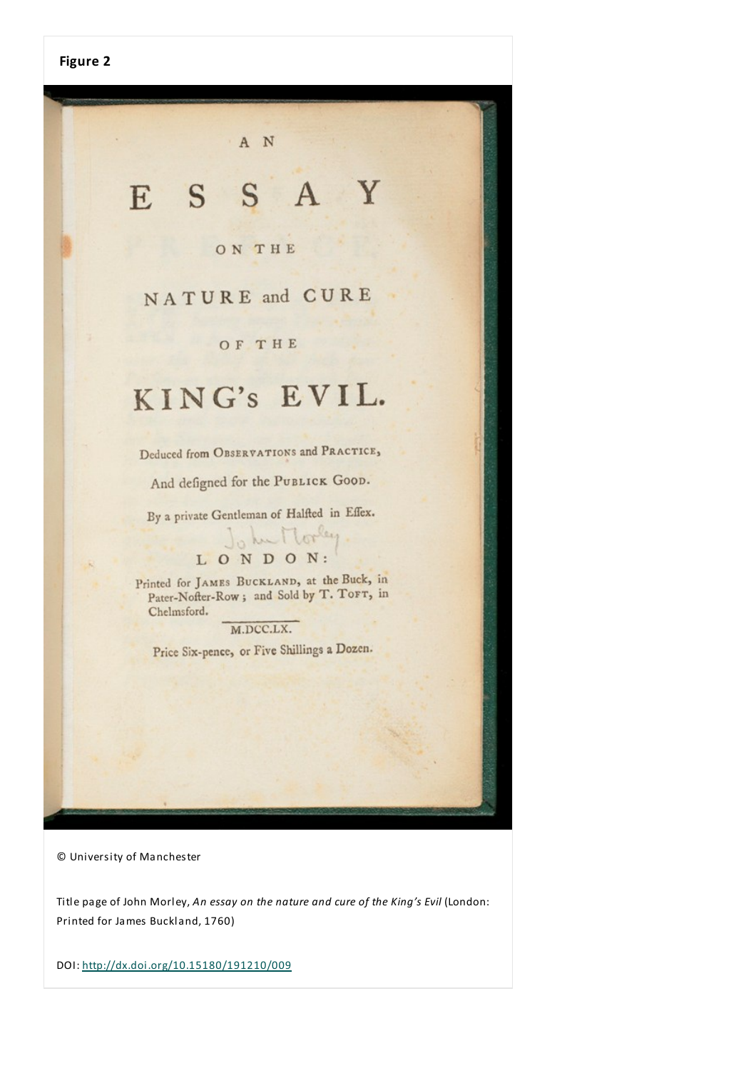**Figure 2**

A N

# ESSAY

ON THE

NATURE and CURE

OF THE

# KING's EVIL.

Deduced from OBSERVATIONS and PRACTICE,

And deſigned for the PUBLICK GOOD.

By a private Gentleman of Halſted in Eſſex.

John Morley

LONDON:

Printed for JAMES BUCKLAND, at the Buck, in Pater-Noſter-Row; and Sold by T. TOFT, in Chelmsford.

M.DCC.LX.

Price Six-pence, or Five Shillings a Dozen.

© University of Manchester

Title page of John Morley, *An essay on the nature and cure of the King's Evil* (London: Printed for James Buckland, 1760)

DOI: http://dx.doi.org/10.15180/191210/009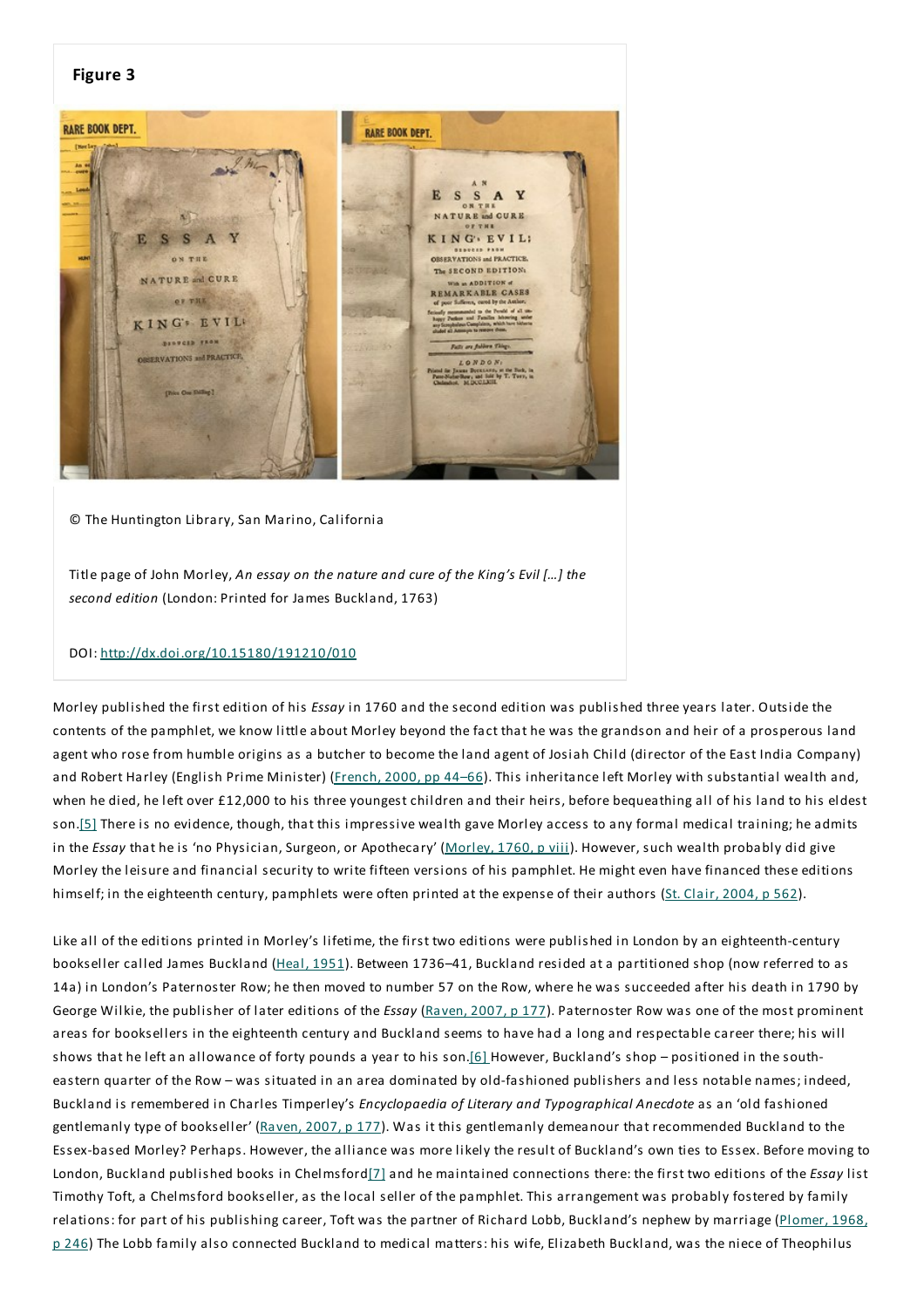**Figure 3**

© The Huntington Library, San Marino, California

Title page of John Morley, *An essay on the nature and cure of the King's Evil […] the second edition* (London: Printed for James Buckland, 1763)

DOI: http://dx.doi.org/10.15180/191210/010

Morley published the first edition of his *Essay* in 1760 and the second edition was published three years later. Outside the contents of the pamphlet, we know little about Morley beyond the fact that he was the grandson and heir of a prosperous land agent who rose from humble origins as a butcher to become the land agent of Josiah Child (director of the East India Company) and Robert Harley (English Prime Minister) (French, 2000, pp 44–66). This inheritance left Morley with substantial wealth and, when he died, he left over £12,000 to his three youngest children and their heirs, before bequeathing all of his land to his eldest son.[5] There is no evidence, though, that this impressive wealth gave Morley access to any formal medical training; he admits in the *Essay* that he is 'no Physician, Surgeon, or Apothecary' (Morley, 1760, p viii). However, such wealth probably did give Morley the leisure and financial security to write fifteen versions of his pamphlet. He might even have financed these editions himself; in the eighteenth century, pamphlets were often printed at the expense of their authors (St. Clair, 2004, p 562).

Like all of the editions printed in Morley's lifetime, the first two editions were published in London by an eighteenth-century bookseller called James Buckland (Heal, 1951). Between 1736–41, Buckland resided at a partitioned shop (now referred to as 14a) in London's Paternoster Row; he then moved to number 57 on the Row, where he was succeeded after his death in 1790 by George Wilkie, the publisher of later editions of the *Essay* (Raven, 2007, p 177). Paternoster Row was one of the most prominent areas for booksellers in the eighteenth century and Buckland seems to have had a long and respectable career there; his will shows that he left an allowance of forty pounds a year to his son.[6] However, Buckland's shop – positioned in the south-eastern quarter of the Row – was situated in an area dominated by old-fashioned publishers and less notable names; indeed, Buckland is remembered in Charles Timperley's *Encyclopaedia of Literary and Typographical Anecdote* as an 'old fashioned gentlemanly type of bookseller' (Raven, 2007, p 177). Was it this gentlemanly demeanour that recommended Buckland to the Essex-based Morley? Perhaps. However, the alliance was more likely the result of Buckland's own ties to Essex. Before moving to London, Buckland published books in Chelmsford[7] and he maintained connections there: the first two editions of the *Essay* list Timothy Toft, a Chelmsford bookseller, as the local seller of the pamphlet. This arrangement was probably fostered by family relations: for part of his publishing career, Toft was the partner of Richard Lobb, Buckland's nephew by marriage (Plomer, 1968, p 246) The Lobb family also connected Buckland to medical matters: his wife, Elizabeth Buckland, was the niece of Theophilus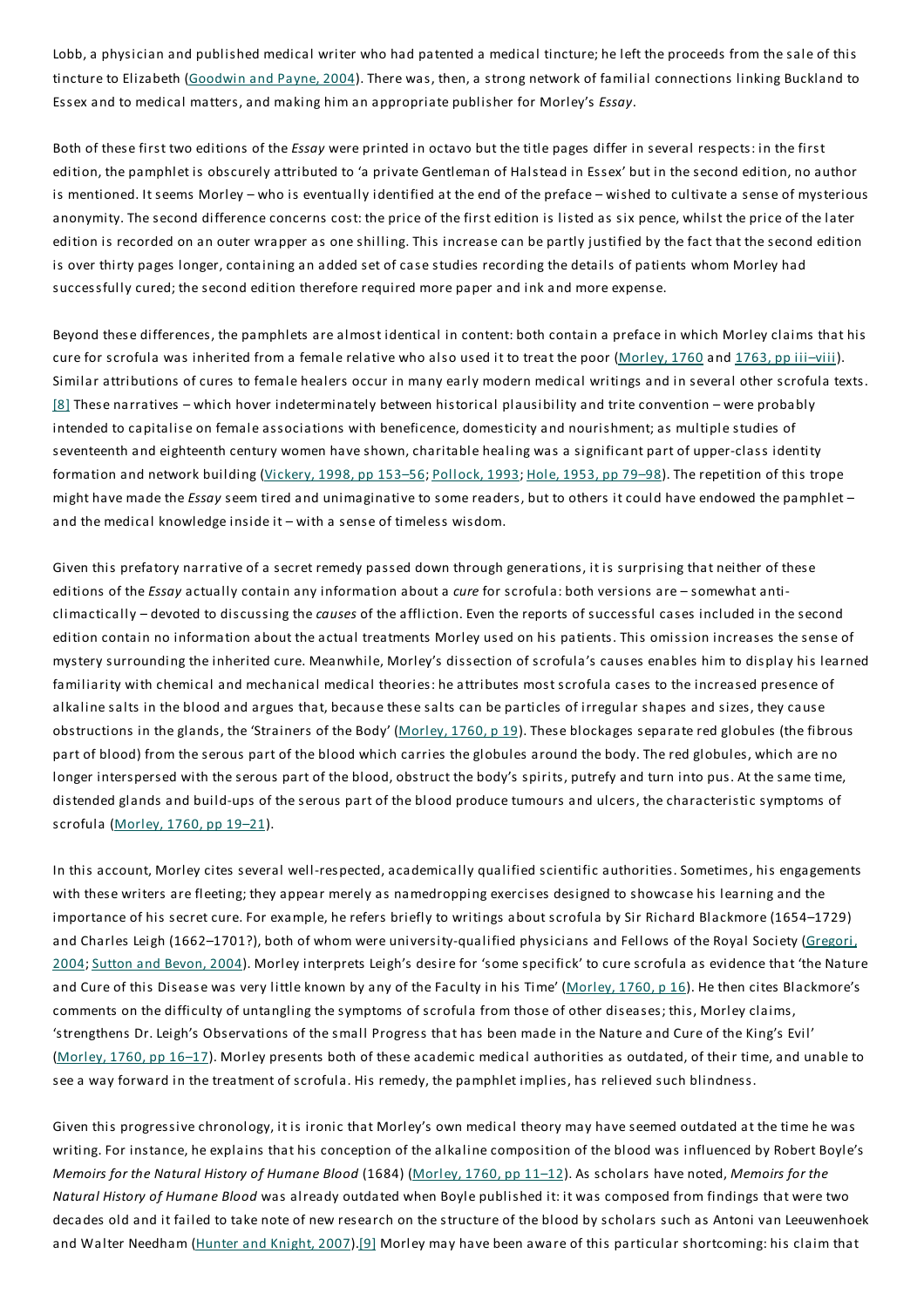Lobb, a physician and published medical writer who had patented a medical tincture; he left the proceeds from the sale of this tincture to Elizabeth (Goodwin and Payne, 2004). There was, then, a strong network of familial connections linking Buckland to Essex and to medical matters, and making him an appropriate publisher for Morley's *Essay*.

Both of these first two editions of the *Essay* were printed in octavo but the title pages differ in several respects: in the first edition, the pamphlet is obscurely attributed to 'a private Gentleman of Halstead in Essex' but in the second edition, no author is mentioned. It seems Morley – who is eventually identified at the end of the preface – wished to cultivate a sense of mysterious anonymity. The second difference concerns cost: the price of the first edition is listed as six pence, whilst the price of the later edition is recorded on an outer wrapper as one shilling. This increase can be partly justified by the fact that the second edition is over thirty pages longer, containing an added set of case studies recording the details of patients whom Morley had successfully cured; the second edition therefore required more paper and ink and more expense.

Beyond these differences, the pamphlets are almost identical in content: both contain a preface in which Morley claims that his cure for scrofula was inherited from a female relative who also used it to treat the poor (Morley, 1760 and 1763, pp iii–viii). Similar attributions of cures to female healers occur in many early modern medical writings and in several other scrofula texts.[8] These narratives – which hover indeterminately between historical plausibility and trite convention – were probably intended to capitalise on female associations with beneficence, domesticity and nourishment; as multiple studies of seventeenth and eighteenth century women have shown, charitable healing was a significant part of upper-class identity formation and network building (Vickery, 1998, pp 153–56; Pollock, 1993; Hole, 1953, pp 79–98). The repetition of this trope might have made the *Essay* seem tired and unimaginative to some readers, but to others it could have endowed the pamphlet – and the medical knowledge inside it – with a sense of timeless wisdom.

Given this prefatory narrative of a secret remedy passed down through generations, it is surprising that neither of these editions of the *Essay* actually contain any information about a *cure* for scrofula: both versions are – somewhat anti-climactically – devoted to discussing the *causes* of the affliction. Even the reports of successful cases included in the second edition contain no information about the actual treatments Morley used on his patients. This omission increases the sense of mystery surrounding the inherited cure. Meanwhile, Morley's dissection of scrofula's causes enables him to display his learned familiarity with chemical and mechanical medical theories: he attributes most scrofula cases to the increased presence of alkaline salts in the blood and argues that, because these salts can be particles of irregular shapes and sizes, they cause obstructions in the glands, the 'Strainers of the Body' (Morley, 1760, p 19). These blockages separate red globules (the fibrous part of blood) from the serous part of the blood which carries the globules around the body. The red globules, which are no longer interspersed with the serous part of the blood, obstruct the body's spirits, putrefy and turn into pus. At the same time, distended glands and build-ups of the serous part of the blood produce tumours and ulcers, the characteristic symptoms of scrofula (Morley, 1760, pp 19–21).

In this account, Morley cites several well-respected, academically qualified scientific authorities. Sometimes, his engagements with these writers are fleeting; they appear merely as namedropping exercises designed to showcase his learning and the importance of his secret cure. For example, he refers briefly to writings about scrofula by Sir Richard Blackmore (1654–1729) and Charles Leigh (1662–1701?), both of whom were university-qualified physicians and Fellows of the Royal Society (Gregori, 2004; Sutton and Bevon, 2004). Morley interprets Leigh's desire for 'some specifick' to cure scrofula as evidence that 'the Nature and Cure of this Disease was very little known by any of the Faculty in his Time' (Morley, 1760, p 16). He then cites Blackmore's comments on the difficulty of untangling the symptoms of scrofula from those of other diseases; this, Morley claims, 'strengthens Dr. Leigh's Observations of the small Progress that has been made in the Nature and Cure of the King's Evil' (Morley, 1760, pp 16–17). Morley presents both of these academic medical authorities as outdated, of their time, and unable to see a way forward in the treatment of scrofula. His remedy, the pamphlet implies, has relieved such blindness.

Given this progressive chronology, it is ironic that Morley's own medical theory may have seemed outdated at the time he was writing. For instance, he explains that his conception of the alkaline composition of the blood was influenced by Robert Boyle's *Memoirs for the Natural History of Humane Blood* (1684) (Morley, 1760, pp 11–12). As scholars have noted, *Memoirs for the Natural History of Humane Blood* was already outdated when Boyle published it: it was composed from findings that were two decades old and it failed to take note of new research on the structure of the blood by scholars such as Antoni van Leeuwenhoek and Walter Needham (Hunter and Knight, 2007).[9] Morley may have been aware of this particular shortcoming: his claim that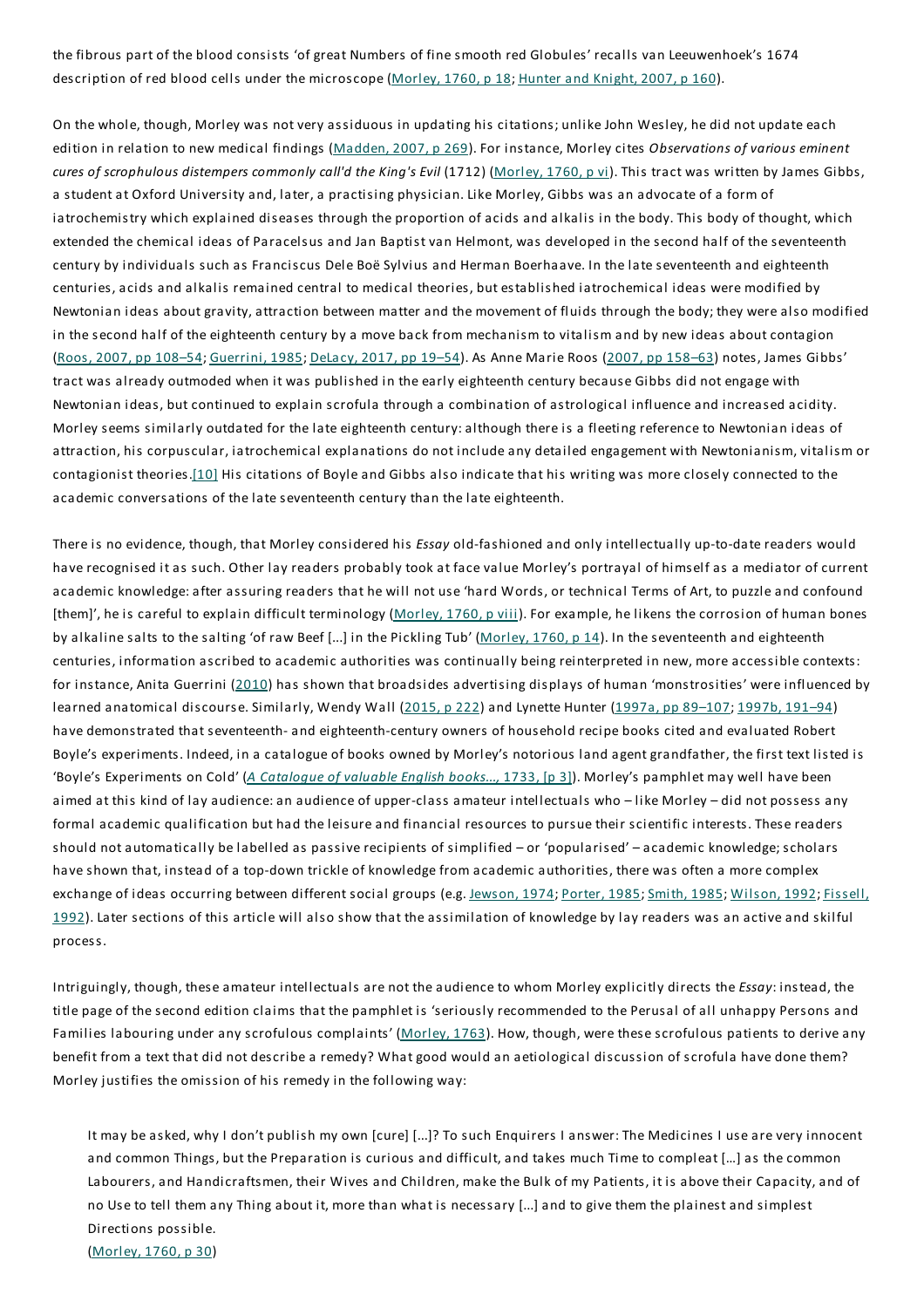the fibrous part of the blood consists 'of great Numbers of fine smooth red Globules' recalls van Leeuwenhoek's 1674 description of red blood cells under the microscope (Morley, 1760, p 18; Hunter and Knight, 2007, p 160).

On the whole, though, Morley was not very assiduous in updating his citations; unlike John Wesley, he did not update each edition in relation to new medical findings (Madden, 2007, p 269). For instance, Morley cites *Observations of various eminent cures of scrophulous distempers commonly call'd the King's Evil* (1712) (Morley, 1760, p vi). This tract was written by James Gibbs, a student at Oxford University and, later, a practising physician. Like Morley, Gibbs was an advocate of a form of iatrochemistry which explained diseases through the proportion of acids and alkalis in the body. This body of thought, which extended the chemical ideas of Paracelsus and Jan Baptist van Helmont, was developed in the second half of the seventeenth century by individuals such as Franciscus Dele Boë Sylvius and Herman Boerhaave. In the late seventeenth and eighteenth centuries, acids and alkalis remained central to medical theories, but established iatrochemical ideas were modified by Newtonian ideas about gravity, attraction between matter and the movement of fluids through the body; they were also modified in the second half of the eighteenth century by a move back from mechanism to vitalism and by new ideas about contagion (Roos, 2007, pp 108–54; Guerrini, 1985; DeLacy, 2017, pp 19–54). As Anne Marie Roos (2007, pp 158–63) notes, James Gibbs' tract was already outmoded when it was published in the early eighteenth century because Gibbs did not engage with Newtonian ideas, but continued to explain scrofula through a combination of astrological influence and increased acidity. Morley seems similarly outdated for the late eighteenth century: although there is a fleeting reference to Newtonian ideas of attraction, his corpuscular, iatrochemical explanations do not include any detailed engagement with Newtonianism, vitalism or contagionist theories.[10] His citations of Boyle and Gibbs also indicate that his writing was more closely connected to the academic conversations of the late seventeenth century than the late eighteenth.

There is no evidence, though, that Morley considered his *Essay* old-fashioned and only intellectually up-to-date readers would have recognised it as such. Other lay readers probably took at face value Morley's portrayal of himself as a mediator of current academic knowledge: after assuring readers that he will not use 'hard Words, or technical Terms of Art, to puzzle and confound [them]', he is careful to explain difficult terminology (Morley, 1760, p viii). For example, he likens the corrosion of human bones by alkaline salts to the salting 'of raw Beef [...] in the Pickling Tub' (Morley, 1760, p 14). In the seventeenth and eighteenth centuries, information ascribed to academic authorities was continually being reinterpreted in new, more accessible contexts: for instance, Anita Guerrini (2010) has shown that broadsides advertising displays of human 'monstrosities' were influenced by learned anatomical discourse. Similarly, Wendy Wall (2015, p 222) and Lynette Hunter (1997a, pp 89–107; 1997b, 191–94) have demonstrated that seventeenth- and eighteenth-century owners of household recipe books cited and evaluated Robert Boyle's experiments. Indeed, in a catalogue of books owned by Morley's notorious land agent grandfather, the first text listed is 'Boyle's Experiments on Cold' (*A Catalogue of valuable English books...*, 1733, [p 3]). Morley's pamphlet may well have been aimed at this kind of lay audience: an audience of upper-class amateur intellectuals who – like Morley – did not possess any formal academic qualification but had the leisure and financial resources to pursue their scientific interests. These readers should not automatically be labelled as passive recipients of simplified – or 'popularised' – academic knowledge; scholars have shown that, instead of a top-down trickle of knowledge from academic authorities, there was often a more complex exchange of ideas occurring between different social groups (e.g. Jewson, 1974; Porter, 1985; Smith, 1985; Wilson, 1992; Fissell, 1992). Later sections of this article will also show that the assimilation of knowledge by lay readers was an active and skilful process.

Intriguingly, though, these amateur intellectuals are not the audience to whom Morley explicitly directs the *Essay*: instead, the title page of the second edition claims that the pamphlet is 'seriously recommended to the Perusal of all unhappy Persons and Families labouring under any scrofulous complaints' (Morley, 1763). How, though, were these scrofulous patients to derive any benefit from a text that did not describe a remedy? What good would an aetiological discussion of scrofula have done them? Morley justifies the omission of his remedy in the following way:

> It may be asked, why I don't publish my own [cure] [...]? To such Enquirers I answer: The Medicines I use are very innocent and common Things, but the Preparation is curious and difficult, and takes much Time to compleat [...] as the common Labourers, and Handicraftsmen, their Wives and Children, make the Bulk of my Patients, it is above their Capacity, and of no Use to tell them any Thing about it, more than what is necessary [...] and to give them the plainest and simplest Directions possible.
> (Morley, 1760, p 30)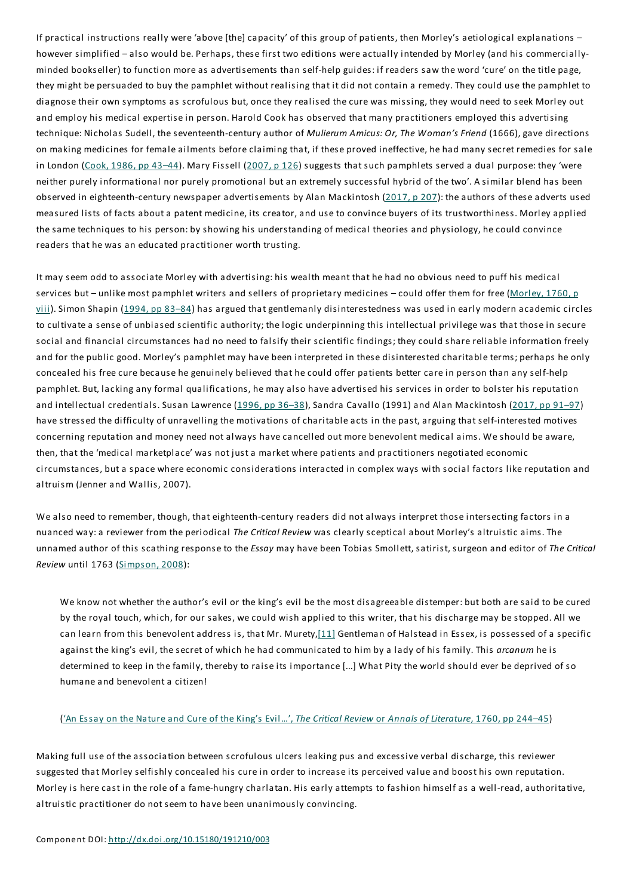If practical instructions really were 'above [the] capacity' of this group of patients, then Morley's aetiological explanations – however simplified – also would be. Perhaps, these first two editions were actually intended by Morley (and his commercially-minded bookseller) to function more as advertisements than self-help guides: if readers saw the word 'cure' on the title page, they might be persuaded to buy the pamphlet without realising that it did not contain a remedy. They could use the pamphlet to diagnose their own symptoms as scrofulous but, once they realised the cure was missing, they would need to seek Morley out and employ his medical expertise in person. Harold Cook has observed that many practitioners employed this advertising technique: Nicholas Sudell, the seventeenth-century author of *Mulierum Amicus: Or, The Woman's Friend* (1666), gave directions on making medicines for female ailments before claiming that, if these proved ineffective, he had many secret remedies for sale in London (Cook, 1986, pp 43–44). Mary Fissell (2007, p 126) suggests that such pamphlets served a dual purpose: they 'were neither purely informational nor purely promotional but an extremely successful hybrid of the two'. A similar blend has been observed in eighteenth-century newspaper advertisements by Alan Mackintosh (2017, p 207): the authors of these adverts used measured lists of facts about a patent medicine, its creator, and use to convince buyers of its trustworthiness. Morley applied the same techniques to his person: by showing his understanding of medical theories and physiology, he could convince readers that he was an educated practitioner worth trusting.

It may seem odd to associate Morley with advertising: his wealth meant that he had no obvious need to puff his medical services but – unlike most pamphlet writers and sellers of proprietary medicines – could offer them for free (Morley, 1760, p viii). Simon Shapin (1994, pp 83–84) has argued that gentlemanly disinterestedness was used in early modern academic circles to cultivate a sense of unbiased scientific authority; the logic underpinning this intellectual privilege was that those in secure social and financial circumstances had no need to falsify their scientific findings; they could share reliable information freely and for the public good. Morley's pamphlet may have been interpreted in these disinterested charitable terms; perhaps he only concealed his free cure because he genuinely believed that he could offer patients better care in person than any self-help pamphlet. But, lacking any formal qualifications, he may also have advertised his services in order to bolster his reputation and intellectual credentials. Susan Lawrence (1996, pp 36–38), Sandra Cavallo (1991) and Alan Mackintosh (2017, pp 91–97) have stressed the difficulty of unravelling the motivations of charitable acts in the past, arguing that self-interested motives concerning reputation and money need not always have cancelled out more benevolent medical aims. We should be aware, then, that the 'medical marketplace' was not just a market where patients and practitioners negotiated economic circumstances, but a space where economic considerations interacted in complex ways with social factors like reputation and altruism (Jenner and Wallis, 2007).

We also need to remember, though, that eighteenth-century readers did not always interpret those intersecting factors in a nuanced way: a reviewer from the periodical *The Critical Review* was clearly sceptical about Morley's altruistic aims. The unnamed author of this scathing response to the *Essay* may have been Tobias Smollett, satirist, surgeon and editor of *The Critical Review* until 1763 (Simpson, 2008):

> We know not whether the author's evil or the king's evil be the most disagreeable distemper: but both are said to be cured by the royal touch, which, for our sakes, we could wish applied to this writer, that his discharge may be stopped. All we can learn from this benevolent address is, that Mr. Murety,[11] Gentleman of Halstead in Essex, is possessed of a specific against the king's evil, the secret of which he had communicated to him by a lady of his family. This *arcanum* he is determined to keep in the family, thereby to raise its importance [...] What Pity the world should ever be deprived of so humane and benevolent a citizen!
>
> ('An Essay on the Nature and Cure of the King's Evil…', *The Critical Review* or *Annals of Literature*, 1760, pp 244–45)

Making full use of the association between scrofulous ulcers leaking pus and excessive verbal discharge, this reviewer suggested that Morley selfishly concealed his cure in order to increase its perceived value and boost his own reputation. Morley is here cast in the role of a fame-hungry charlatan. His early attempts to fashion himself as a well-read, authoritative, altruistic practitioner do not seem to have been unanimously convincing.

Component DOI: http://dx.doi.org/10.15180/191210/003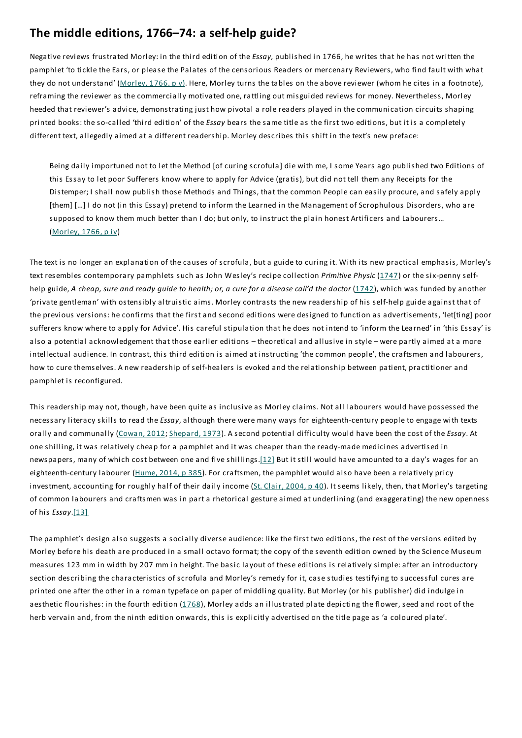## The middle editions, 1766–74: a self-help guide?

Negative reviews frustrated Morley: in the third edition of the *Essay,* published in 1766, he writes that he has not written the pamphlet 'to tickle the Ears, or please the Palates of the censorious Readers or mercenary Reviewers, who find fault with what they do not understand' (Morley, 1766, p v). Here, Morley turns the tables on the above reviewer (whom he cites in a footnote), reframing the reviewer as the commercially motivated one, rattling out misguided reviews for money. Nevertheless, Morley heeded that reviewer's advice, demonstrating just how pivotal a role readers played in the communication circuits shaping printed books: the so-called 'third edition' of the *Essay* bears the same title as the first two editions, but it is a completely different text, allegedly aimed at a different readership. Morley describes this shift in the text's new preface:

> Being daily importuned not to let the Method [of curing scrofula] die with me, I some Years ago published two Editions of this Essay to let poor Sufferers know where to apply for Advice (gratis), but did not tell them any Receipts for the Distemper; I shall now publish those Methods and Things, that the common People can easily procure, and safely apply [them] […] I do not (in this Essay) pretend to inform the Learned in the Management of Scrophulous Disorders, who are supposed to know them much better than I do; but only, to instruct the plain honest Artificers and Labourers… (Morley, 1766, p iv)

The text is no longer an explanation of the causes of scrofula, but a guide to curing it. With its new practical emphasis, Morley's text resembles contemporary pamphlets such as John Wesley's recipe collection *Primitive Physic* (1747) or the six-penny self-help guide, *A cheap, sure and ready guide to health; or, a cure for a disease call'd the doctor* (1742), which was funded by another 'private gentleman' with ostensibly altruistic aims. Morley contrasts the new readership of his self-help guide against that of the previous versions: he confirms that the first and second editions were designed to function as advertisements, 'let[ting] poor sufferers know where to apply for Advice'. His careful stipulation that he does not intend to 'inform the Learned' in 'this Essay' is also a potential acknowledgement that those earlier editions – theoretical and allusive in style – were partly aimed at a more intellectual audience. In contrast, this third edition is aimed at instructing 'the common people', the craftsmen and labourers, how to cure themselves. A new readership of self-healers is evoked and the relationship between patient, practitioner and pamphlet is reconfigured.

This readership may not, though, have been quite as inclusive as Morley claims. Not all labourers would have possessed the necessary literacy skills to read the *Essay*, although there were many ways for eighteenth-century people to engage with texts orally and communally (Cowan, 2012; Shepard, 1973). A second potential difficulty would have been the cost of the *Essay*. At one shilling, it was relatively cheap for a pamphlet and it was cheaper than the ready-made medicines advertised in newspapers, many of which cost between one and five shillings.[12] But it still would have amounted to a day's wages for an eighteenth-century labourer (Hume, 2014, p 385). For craftsmen, the pamphlet would also have been a relatively pricy investment, accounting for roughly half of their daily income (St. Clair, 2004, p 40). It seems likely, then, that Morley's targeting of common labourers and craftsmen was in part a rhetorical gesture aimed at underlining (and exaggerating) the new openness of his *Essay*.[13]

The pamphlet's design also suggests a socially diverse audience: like the first two editions, the rest of the versions edited by Morley before his death are produced in a small octavo format; the copy of the seventh edition owned by the Science Museum measures 123 mm in width by 207 mm in height. The basic layout of these editions is relatively simple: after an introductory section describing the characteristics of scrofula and Morley's remedy for it, case studies testifying to successful cures are printed one after the other in a roman typeface on paper of middling quality. But Morley (or his publisher) did indulge in aesthetic flourishes: in the fourth edition (1768), Morley adds an illustrated plate depicting the flower, seed and root of the herb vervain and, from the ninth edition onwards, this is explicitly advertised on the title page as 'a coloured plate'.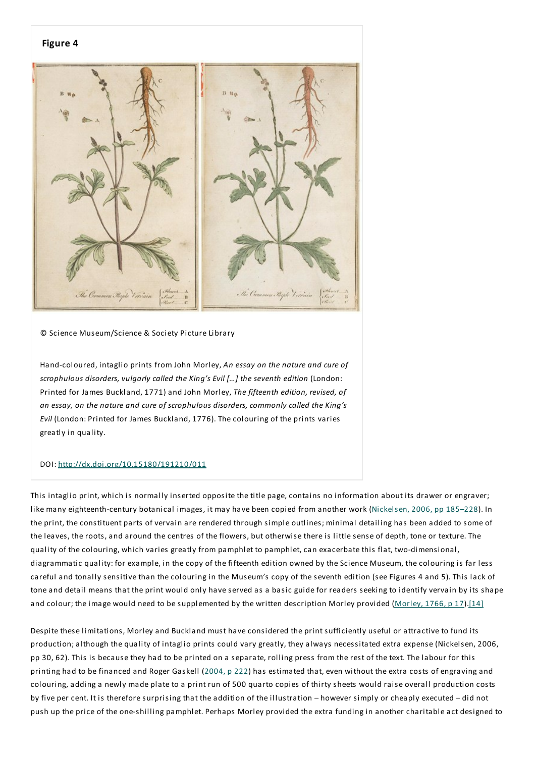**Figure 4**

© Science Museum/Science & Society Picture Library

Hand-coloured, intaglio prints from John Morley, *An essay on the nature and cure of scrophulous disorders, vulgarly called the King's Evil […] the seventh edition* (London: Printed for James Buckland, 1771) and John Morley, *The fifteenth edition, revised, of an essay, on the nature and cure of scrophulous disorders, commonly called the King's Evil* (London: Printed for James Buckland, 1776). The colouring of the prints varies greatly in quality.

DOI: http://dx.doi.org/10.15180/191210/011

This intaglio print, which is normally inserted opposite the title page, contains no information about its drawer or engraver; like many eighteenth-century botanical images, it may have been copied from another work (Nickelsen, 2006, pp 185–228). In the print, the constituent parts of vervain are rendered through simple outlines; minimal detailing has been added to some of the leaves, the roots, and around the centres of the flowers, but otherwise there is little sense of depth, tone or texture. The quality of the colouring, which varies greatly from pamphlet to pamphlet, can exacerbate this flat, two-dimensional, diagrammatic quality: for example, in the copy of the fifteenth edition owned by the Science Museum, the colouring is far less careful and tonally sensitive than the colouring in the Museum's copy of the seventh edition (see Figures 4 and 5). This lack of tone and detail means that the print would only have served as a basic guide for readers seeking to identify vervain by its shape and colour; the image would need to be supplemented by the written description Morley provided (Morley, 1766, p 17).[14]

Despite these limitations, Morley and Buckland must have considered the print sufficiently useful or attractive to fund its production; although the quality of intaglio prints could vary greatly, they always necessitated extra expense (Nickelsen, 2006, pp 30, 62). This is because they had to be printed on a separate, rolling press from the rest of the text. The labour for this printing had to be financed and Roger Gaskell (2004, p 222) has estimated that, even without the extra costs of engraving and colouring, adding a newly made plate to a print run of 500 quarto copies of thirty sheets would raise overall production costs by five per cent. It is therefore surprising that the addition of the illustration – however simply or cheaply executed – did not push up the price of the one-shilling pamphlet. Perhaps Morley provided the extra funding in another charitable act designed to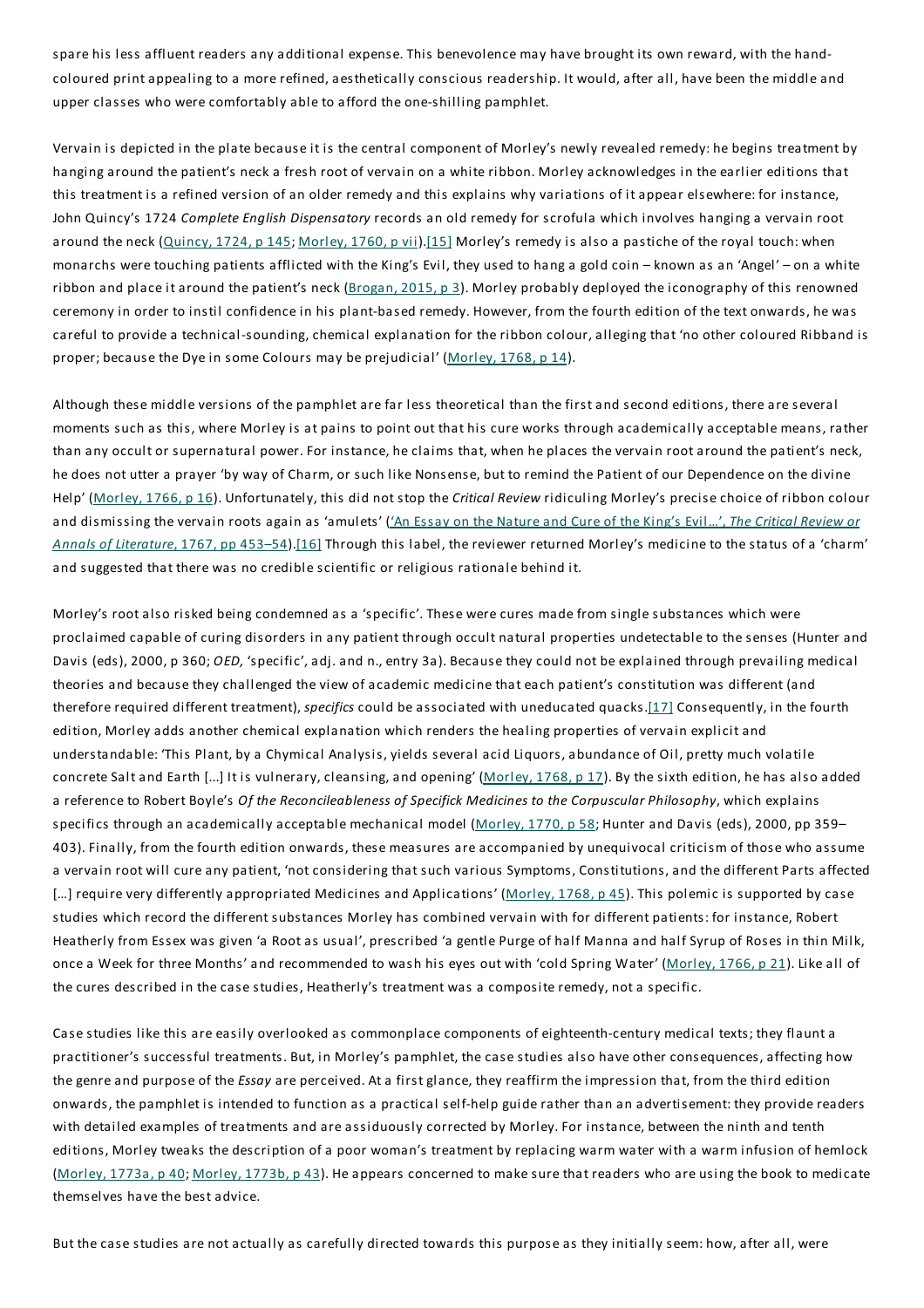spare his less affluent readers any additional expense. This benevolence may have brought its own reward, with the hand-coloured print appealing to a more refined, aesthetically conscious readership. It would, after all, have been the middle and upper classes who were comfortably able to afford the one-shilling pamphlet.

Vervain is depicted in the plate because it is the central component of Morley's newly revealed remedy: he begins treatment by hanging around the patient's neck a fresh root of vervain on a white ribbon. Morley acknowledges in the earlier editions that this treatment is a refined version of an older remedy and this explains why variations of it appear elsewhere: for instance, John Quincy's 1724 *Complete English Dispensatory* records an old remedy for scrofula which involves hanging a vervain root around the neck (Quincy, 1724, p 145; Morley, 1760, p vii).[15] Morley's remedy is also a pastiche of the royal touch: when monarchs were touching patients afflicted with the King's Evil, they used to hang a gold coin – known as an 'Angel' – on a white ribbon and place it around the patient's neck (Brogan, 2015, p 3). Morley probably deployed the iconography of this renowned ceremony in order to instil confidence in his plant-based remedy. However, from the fourth edition of the text onwards, he was careful to provide a technical-sounding, chemical explanation for the ribbon colour, alleging that 'no other coloured Ribband is proper; because the Dye in some Colours may be prejudicial' (Morley, 1768, p 14).

Although these middle versions of the pamphlet are far less theoretical than the first and second editions, there are several moments such as this, where Morley is at pains to point out that his cure works through academically acceptable means, rather than any occult or supernatural power. For instance, he claims that, when he places the vervain root around the patient's neck, he does not utter a prayer 'by way of Charm, or such like Nonsense, but to remind the Patient of our Dependence on the divine Help' (Morley, 1766, p 16). Unfortunately, this did not stop the *Critical Review* ridiculing Morley's precise choice of ribbon colour and dismissing the vervain roots again as 'amulets' ('An Essay on the Nature and Cure of the King's Evil…', *The Critical Review or Annals of Literature*, 1767, pp 453–54).[16] Through this label, the reviewer returned Morley's medicine to the status of a 'charm' and suggested that there was no credible scientific or religious rationale behind it.

Morley's root also risked being condemned as a 'specific'. These were cures made from single substances which were proclaimed capable of curing disorders in any patient through occult natural properties undetectable to the senses (Hunter and Davis (eds), 2000, p 360; *OED,* 'specific', adj. and n., entry 3a). Because they could not be explained through prevailing medical theories and because they challenged the view of academic medicine that each patient's constitution was different (and therefore required different treatment), *specifics* could be associated with uneducated quacks.[17] Consequently, in the fourth edition, Morley adds another chemical explanation which renders the healing properties of vervain explicit and understandable: 'This Plant, by a Chymical Analysis, yields several acid Liquors, abundance of Oil, pretty much volatile concrete Salt and Earth […] It is vulnerary, cleansing, and opening' (Morley, 1768, p 17). By the sixth edition, he has also added a reference to Robert Boyle's *Of the Reconcileableness of Specifick Medicines to the Corpuscular Philosophy*, which explains specifics through an academically acceptable mechanical model (Morley, 1770, p 58; Hunter and Davis (eds), 2000, pp 359–403). Finally, from the fourth edition onwards, these measures are accompanied by unequivocal criticism of those who assume a vervain root will cure any patient, 'not considering that such various Symptoms, Constitutions, and the different Parts affected […] require very differently appropriated Medicines and Applications' (Morley, 1768, p 45). This polemic is supported by case studies which record the different substances Morley has combined vervain with for different patients: for instance, Robert Heatherly from Essex was given 'a Root as usual', prescribed 'a gentle Purge of half Manna and half Syrup of Roses in thin Milk, once a Week for three Months' and recommended to wash his eyes out with 'cold Spring Water' (Morley, 1766, p 21). Like all of the cures described in the case studies, Heatherly's treatment was a composite remedy, not a specific.

Case studies like this are easily overlooked as commonplace components of eighteenth-century medical texts; they flaunt a practitioner's successful treatments. But, in Morley's pamphlet, the case studies also have other consequences, affecting how the genre and purpose of the *Essay* are perceived. At a first glance, they reaffirm the impression that, from the third edition onwards, the pamphlet is intended to function as a practical self-help guide rather than an advertisement: they provide readers with detailed examples of treatments and are assiduously corrected by Morley. For instance, between the ninth and tenth editions, Morley tweaks the description of a poor woman's treatment by replacing warm water with a warm infusion of hemlock (Morley, 1773a, p 40; Morley, 1773b, p 43). He appears concerned to make sure that readers who are using the book to medicate themselves have the best advice.

But the case studies are not actually as carefully directed towards this purpose as they initially seem: how, after all, were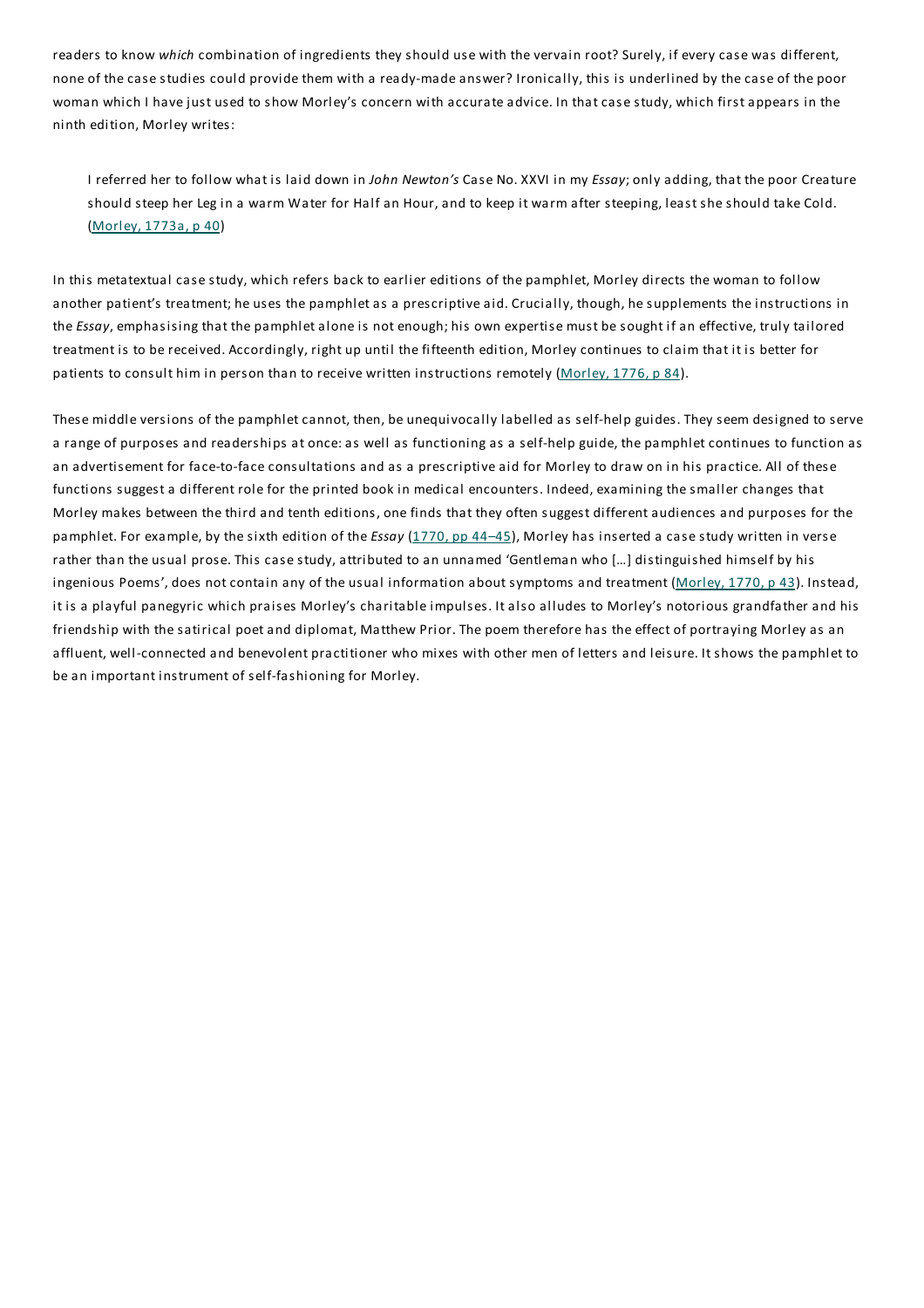readers to know *which* combination of ingredients they should use with the vervain root? Surely, if every case was different, none of the case studies could provide them with a ready-made answer? Ironically, this is underlined by the case of the poor woman which I have just used to show Morley's concern with accurate advice. In that case study, which first appears in the ninth edition, Morley writes:

> I referred her to follow what is laid down in *John Newton's* Case No. XXVI in my *Essay*; only adding, that the poor Creature should steep her Leg in a warm Water for Half an Hour, and to keep it warm after steeping, least she should take Cold. (Morley, 1773a, p 40)

In this metatextual case study, which refers back to earlier editions of the pamphlet, Morley directs the woman to follow another patient's treatment; he uses the pamphlet as a prescriptive aid. Crucially, though, he supplements the instructions in the *Essay*, emphasising that the pamphlet alone is not enough; his own expertise must be sought if an effective, truly tailored treatment is to be received. Accordingly, right up until the fifteenth edition, Morley continues to claim that it is better for patients to consult him in person than to receive written instructions remotely (Morley, 1776, p 84).

These middle versions of the pamphlet cannot, then, be unequivocally labelled as self-help guides. They seem designed to serve a range of purposes and readerships at once: as well as functioning as a self-help guide, the pamphlet continues to function as an advertisement for face-to-face consultations and as a prescriptive aid for Morley to draw on in his practice. All of these functions suggest a different role for the printed book in medical encounters. Indeed, examining the smaller changes that Morley makes between the third and tenth editions, one finds that they often suggest different audiences and purposes for the pamphlet. For example, by the sixth edition of the *Essay* (1770, pp 44–45), Morley has inserted a case study written in verse rather than the usual prose. This case study, attributed to an unnamed 'Gentleman who […] distinguished himself by his ingenious Poems', does not contain any of the usual information about symptoms and treatment (Morley, 1770, p 43). Instead, it is a playful panegyric which praises Morley's charitable impulses. It also alludes to Morley's notorious grandfather and his friendship with the satirical poet and diplomat, Matthew Prior. The poem therefore has the effect of portraying Morley as an affluent, well-connected and benevolent practitioner who mixes with other men of letters and leisure. It shows the pamphlet to be an important instrument of self-fashioning for Morley.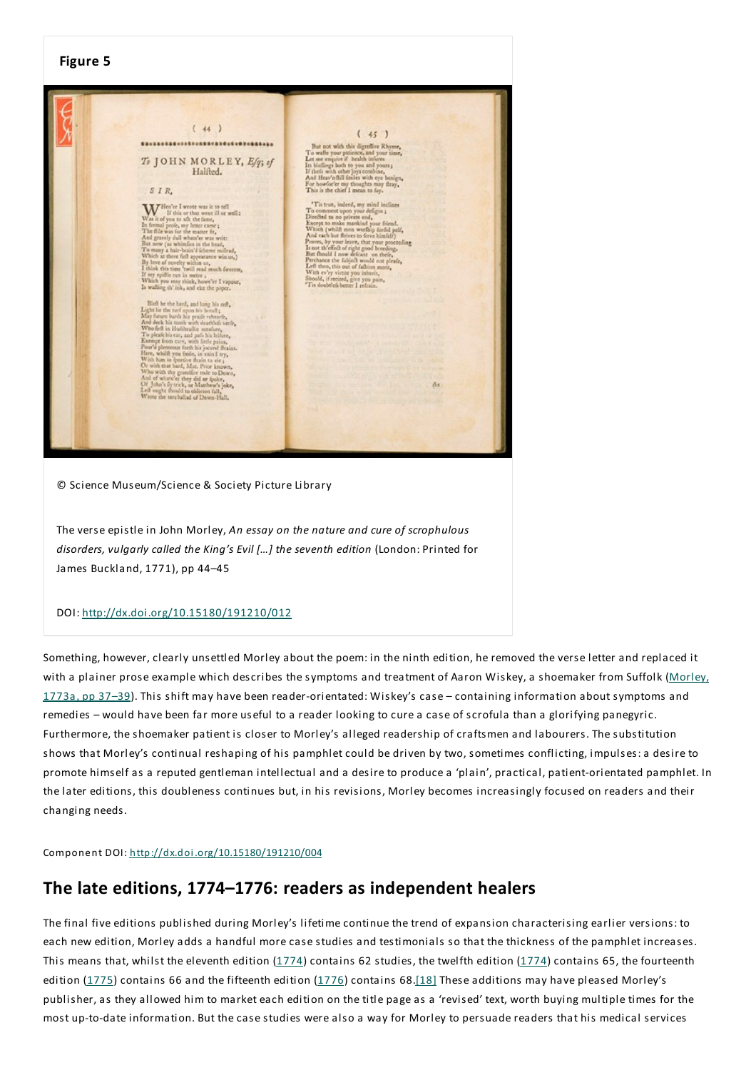**Figure 5**

© Science Museum/Science & Society Picture Library

The verse epistle in John Morley, *An essay on the nature and cure of scrophulous disorders, vulgarly called the King's Evil […] the seventh edition* (London: Printed for James Buckland, 1771), pp 44–45

DOI: http://dx.doi.org/10.15180/191210/012

Something, however, clearly unsettled Morley about the poem: in the ninth edition, he removed the verse letter and replaced it with a plainer prose example which describes the symptoms and treatment of Aaron Wiskey, a shoemaker from Suffolk (Morley, 1773a, pp 37–39). This shift may have been reader-orientated: Wiskey's case – containing information about symptoms and remedies – would have been far more useful to a reader looking to cure a case of scrofula than a glorifying panegyric. Furthermore, the shoemaker patient is closer to Morley's alleged readership of craftsmen and labourers. The substitution shows that Morley's continual reshaping of his pamphlet could be driven by two, sometimes conflicting, impulses: a desire to promote himself as a reputed gentleman intellectual and a desire to produce a 'plain', practical, patient-orientated pamphlet. In the later editions, this doubleness continues but, in his revisions, Morley becomes increasingly focused on readers and their changing needs.

Component DOI: http://dx.doi.org/10.15180/191210/004

## The late editions, 1774–1776: readers as independent healers

The final five editions published during Morley's lifetime continue the trend of expansion characterising earlier versions: to each new edition, Morley adds a handful more case studies and testimonials so that the thickness of the pamphlet increases. This means that, whilst the eleventh edition (1774) contains 62 studies, the twelfth edition (1774) contains 65, the fourteenth edition (1775) contains 66 and the fifteenth edition (1776) contains 68.[18] These additions may have pleased Morley's publisher, as they allowed him to market each edition on the title page as a 'revised' text, worth buying multiple times for the most up-to-date information. But the case studies were also a way for Morley to persuade readers that his medical services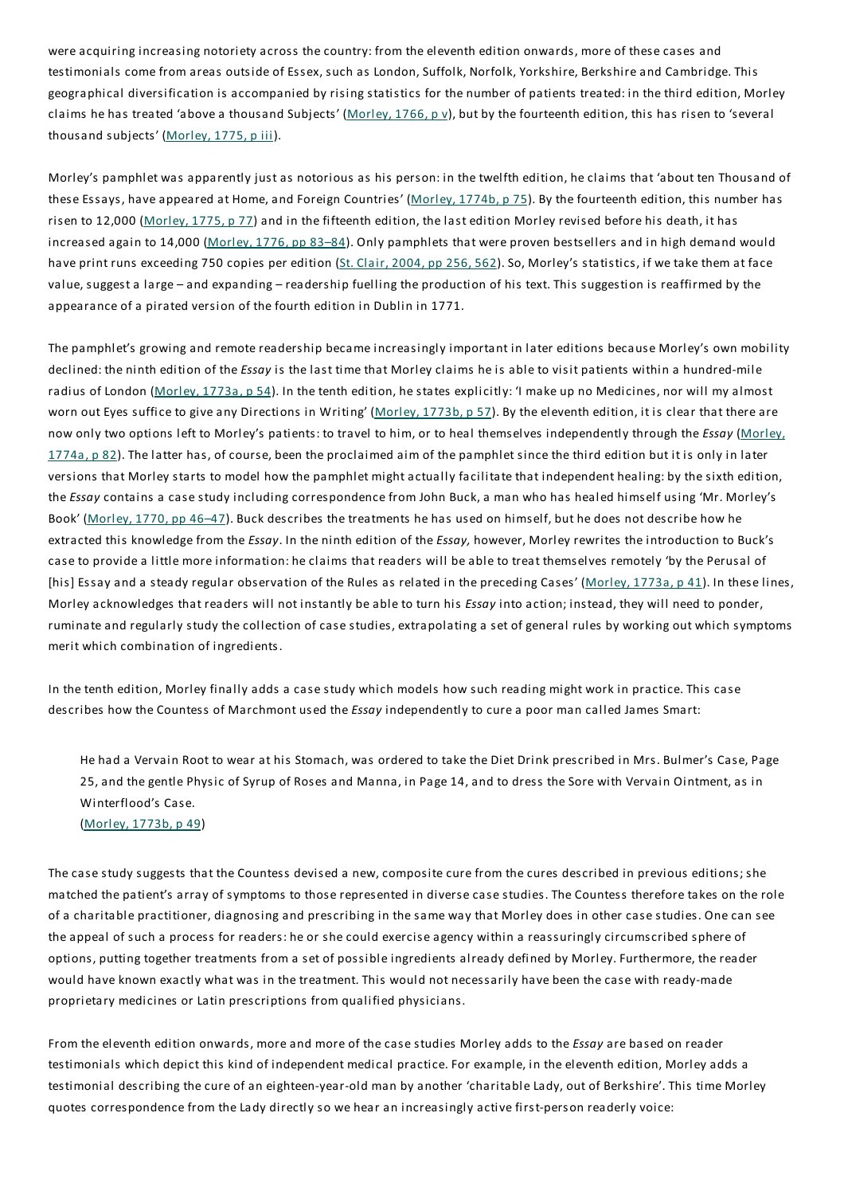were acquiring increasing notoriety across the country: from the eleventh edition onwards, more of these cases and testimonials come from areas outside of Essex, such as London, Suffolk, Norfolk, Yorkshire, Berkshire and Cambridge. This geographical diversification is accompanied by rising statistics for the number of patients treated: in the third edition, Morley claims he has treated 'above a thousand Subjects' (Morley, 1766, p v), but by the fourteenth edition, this has risen to 'several thousand subjects' (Morley, 1775, p iii).

Morley's pamphlet was apparently just as notorious as his person: in the twelfth edition, he claims that 'about ten Thousand of these Essays, have appeared at Home, and Foreign Countries' (Morley, 1774b, p 75). By the fourteenth edition, this number has risen to 12,000 (Morley, 1775, p 77) and in the fifteenth edition, the last edition Morley revised before his death, it has increased again to 14,000 (Morley, 1776, pp 83–84). Only pamphlets that were proven bestsellers and in high demand would have print runs exceeding 750 copies per edition (St. Clair, 2004, pp 256, 562). So, Morley's statistics, if we take them at face value, suggest a large – and expanding – readership fuelling the production of his text. This suggestion is reaffirmed by the appearance of a pirated version of the fourth edition in Dublin in 1771.

The pamphlet's growing and remote readership became increasingly important in later editions because Morley's own mobility declined: the ninth edition of the *Essay* is the last time that Morley claims he is able to visit patients within a hundred-mile radius of London (Morley, 1773a, p 54). In the tenth edition, he states explicitly: 'I make up no Medicines, nor will my almost worn out Eyes suffice to give any Directions in Writing' (Morley, 1773b, p 57). By the eleventh edition, it is clear that there are now only two options left to Morley's patients: to travel to him, or to heal themselves independently through the *Essay* (Morley, 1774a, p 82). The latter has, of course, been the proclaimed aim of the pamphlet since the third edition but it is only in later versions that Morley starts to model how the pamphlet might actually facilitate that independent healing: by the sixth edition, the *Essay* contains a case study including correspondence from John Buck, a man who has healed himself using 'Mr. Morley's Book' (Morley, 1770, pp 46–47). Buck describes the treatments he has used on himself, but he does not describe how he extracted this knowledge from the *Essay*. In the ninth edition of the *Essay,* however, Morley rewrites the introduction to Buck's case to provide a little more information: he claims that readers will be able to treat themselves remotely 'by the Perusal of [his] Essay and a steady regular observation of the Rules as related in the preceding Cases' (Morley, 1773a, p 41). In these lines, Morley acknowledges that readers will not instantly be able to turn his *Essay* into action; instead, they will need to ponder, ruminate and regularly study the collection of case studies, extrapolating a set of general rules by working out which symptoms merit which combination of ingredients.

In the tenth edition, Morley finally adds a case study which models how such reading might work in practice. This case describes how the Countess of Marchmont used the *Essay* independently to cure a poor man called James Smart:

> He had a Vervain Root to wear at his Stomach, was ordered to take the Diet Drink prescribed in Mrs. Bulmer's Case, Page 25, and the gentle Physic of Syrup of Roses and Manna, in Page 14, and to dress the Sore with Vervain Ointment, as in Winterflood's Case.
> (Morley, 1773b, p 49)

The case study suggests that the Countess devised a new, composite cure from the cures described in previous editions; she matched the patient's array of symptoms to those represented in diverse case studies. The Countess therefore takes on the role of a charitable practitioner, diagnosing and prescribing in the same way that Morley does in other case studies. One can see the appeal of such a process for readers: he or she could exercise agency within a reassuringly circumscribed sphere of options, putting together treatments from a set of possible ingredients already defined by Morley. Furthermore, the reader would have known exactly what was in the treatment. This would not necessarily have been the case with ready-made proprietary medicines or Latin prescriptions from qualified physicians.

From the eleventh edition onwards, more and more of the case studies Morley adds to the *Essay* are based on reader testimonials which depict this kind of independent medical practice. For example, in the eleventh edition, Morley adds a testimonial describing the cure of an eighteen-year-old man by another 'charitable Lady, out of Berkshire'. This time Morley quotes correspondence from the Lady directly so we hear an increasingly active first-person readerly voice: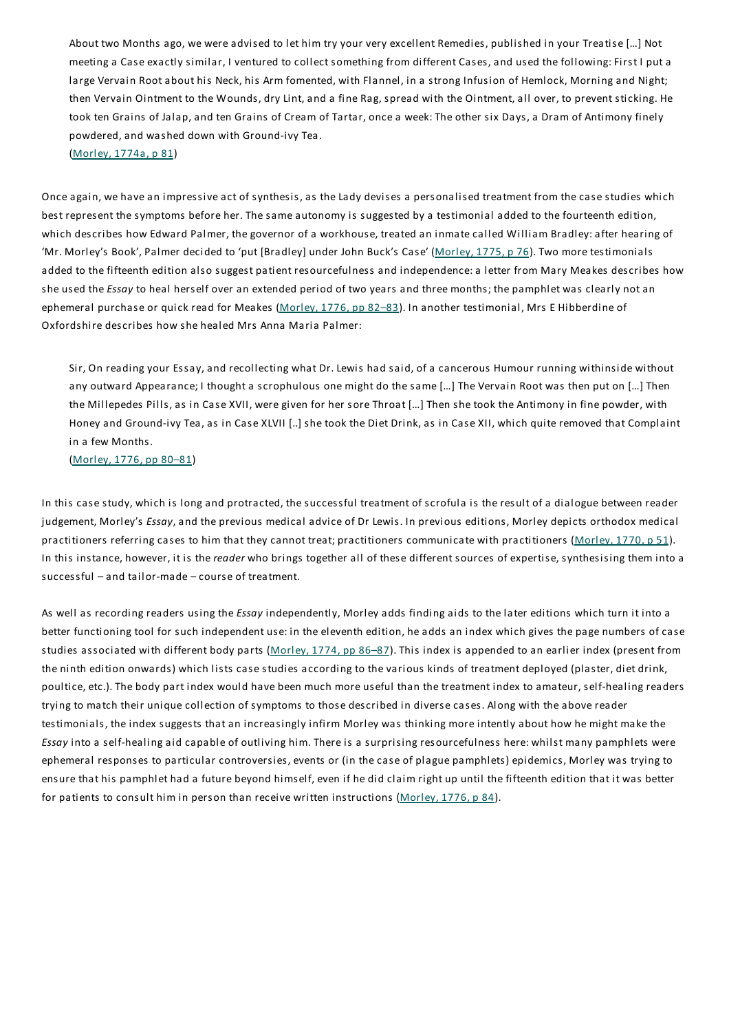> About two Months ago, we were advised to let him try your very excellent Remedies, published in your Treatise […] Not meeting a Case exactly similar, I ventured to collect something from different Cases, and used the following: First I put a large Vervain Root about his Neck, his Arm fomented, with Flannel, in a strong Infusion of Hemlock, Morning and Night; then Vervain Ointment to the Wounds, dry Lint, and a fine Rag, spread with the Ointment, all over, to prevent sticking. He took ten Grains of Jalap, and ten Grains of Cream of Tartar, once a week: The other six Days, a Dram of Antimony finely powdered, and washed down with Ground-ivy Tea.
> (Morley, 1774a, p 81)

Once again, we have an impressive act of synthesis, as the Lady devises a personalised treatment from the case studies which best represent the symptoms before her. The same autonomy is suggested by a testimonial added to the fourteenth edition, which describes how Edward Palmer, the governor of a workhouse, treated an inmate called William Bradley: after hearing of 'Mr. Morley's Book', Palmer decided to 'put [Bradley] under John Buck's Case' (Morley, 1775, p 76). Two more testimonials added to the fifteenth edition also suggest patient resourcefulness and independence: a letter from Mary Meakes describes how she used the *Essay* to heal herself over an extended period of two years and three months; the pamphlet was clearly not an ephemeral purchase or quick read for Meakes (Morley, 1776, pp 82–83). In another testimonial, Mrs E Hibberdine of Oxfordshire describes how she healed Mrs Anna Maria Palmer:

> Sir, On reading your Essay, and recollecting what Dr. Lewis had said, of a cancerous Humour running withinside without any outward Appearance; I thought a scrophulous one might do the same […] The Vervain Root was then put on […] Then the Millepedes Pills, as in Case XVII, were given for her sore Throat […] Then she took the Antimony in fine powder, with Honey and Ground-ivy Tea, as in Case XLVII [..] she took the Diet Drink, as in Case XII, which quite removed that Complaint in a few Months.
> (Morley, 1776, pp 80–81)

In this case study, which is long and protracted, the successful treatment of scrofula is the result of a dialogue between reader judgement, Morley's *Essay*, and the previous medical advice of Dr Lewis. In previous editions, Morley depicts orthodox medical practitioners referring cases to him that they cannot treat; practitioners communicate with practitioners (Morley, 1770, p 51). In this instance, however, it is the *reader* who brings together all of these different sources of expertise, synthesising them into a successful – and tailor-made – course of treatment.

As well as recording readers using the *Essay* independently, Morley adds finding aids to the later editions which turn it into a better functioning tool for such independent use: in the eleventh edition, he adds an index which gives the page numbers of case studies associated with different body parts (Morley, 1774, pp 86–87). This index is appended to an earlier index (present from the ninth edition onwards) which lists case studies according to the various kinds of treatment deployed (plaster, diet drink, poultice, etc.). The body part index would have been much more useful than the treatment index to amateur, self-healing readers trying to match their unique collection of symptoms to those described in diverse cases. Along with the above reader testimonials, the index suggests that an increasingly infirm Morley was thinking more intently about how he might make the *Essay* into a self-healing aid capable of outliving him. There is a surprising resourcefulness here: whilst many pamphlets were ephemeral responses to particular controversies, events or (in the case of plague pamphlets) epidemics, Morley was trying to ensure that his pamphlet had a future beyond himself, even if he did claim right up until the fifteenth edition that it was better for patients to consult him in person than receive written instructions (Morley, 1776, p 84).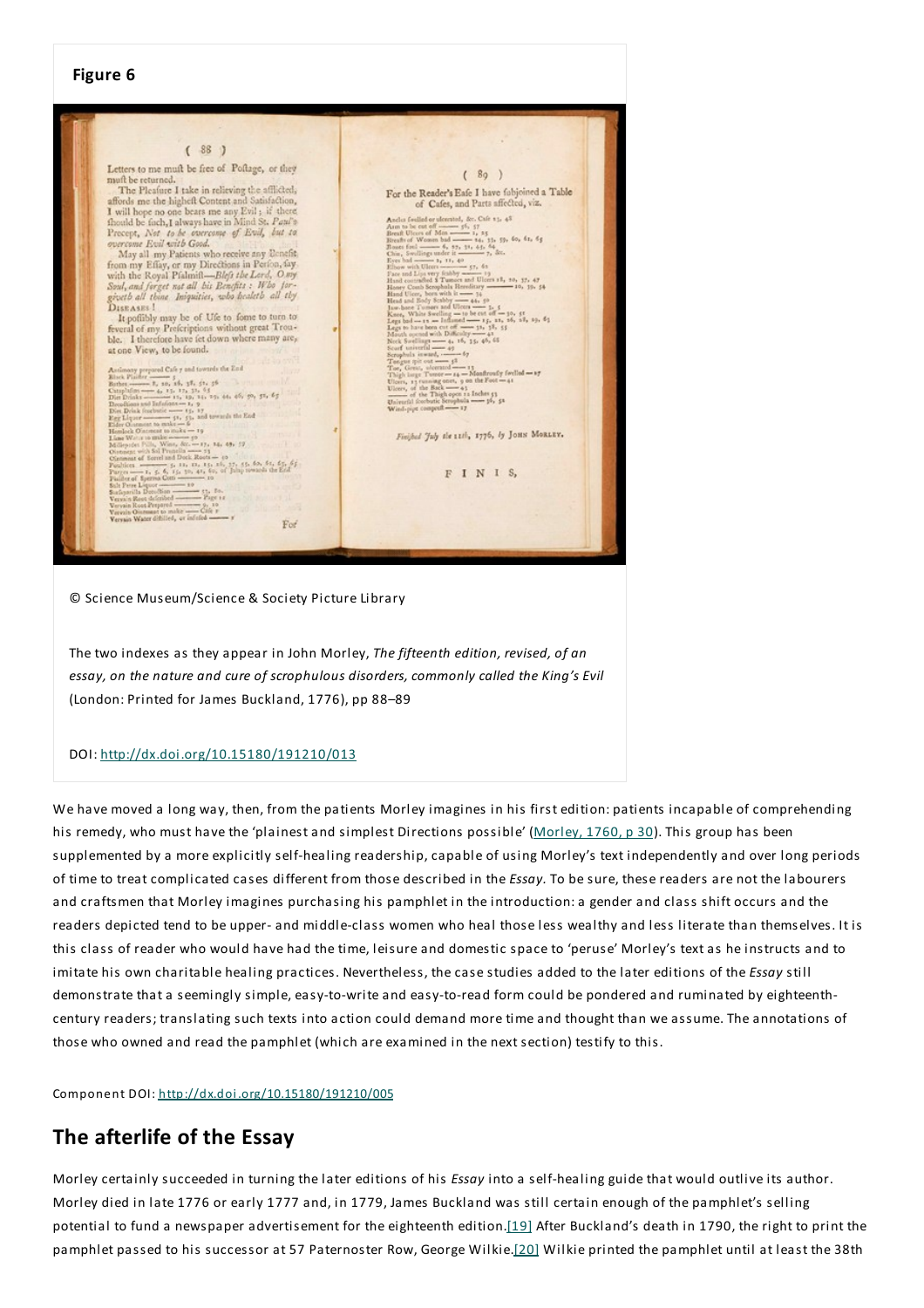**Figure 6**

© Science Museum/Science & Society Picture Library

The two indexes as they appear in John Morley, *The fifteenth edition, revised, of an essay, on the nature and cure of scrophulous disorders, commonly called the King's Evil* (London: Printed for James Buckland, 1776), pp 88–89

DOI: http://dx.doi.org/10.15180/191210/013

We have moved a long way, then, from the patients Morley imagines in his first edition: patients incapable of comprehending his remedy, who must have the 'plainest and simplest Directions possible' (Morley, 1760, p 30). This group has been supplemented by a more explicitly self-healing readership, capable of using Morley's text independently and over long periods of time to treat complicated cases different from those described in the *Essay*. To be sure, these readers are not the labourers and craftsmen that Morley imagines purchasing his pamphlet in the introduction: a gender and class shift occurs and the readers depicted tend to be upper- and middle-class women who heal those less wealthy and less literate than themselves. It is this class of reader who would have had the time, leisure and domestic space to 'peruse' Morley's text as he instructs and to imitate his own charitable healing practices. Nevertheless, the case studies added to the later editions of the *Essay* still demonstrate that a seemingly simple, easy-to-write and easy-to-read form could be pondered and ruminated by eighteenth-century readers; translating such texts into action could demand more time and thought than we assume. The annotations of those who owned and read the pamphlet (which are examined in the next section) testify to this.

Component DOI: http://dx.doi.org/10.15180/191210/005

## The afterlife of the Essay

Morley certainly succeeded in turning the later editions of his *Essay* into a self-healing guide that would outlive its author. Morley died in late 1776 or early 1777 and, in 1779, James Buckland was still certain enough of the pamphlet's selling potential to fund a newspaper advertisement for the eighteenth edition.[19] After Buckland's death in 1790, the right to print the pamphlet passed to his successor at 57 Paternoster Row, George Wilkie.[20] Wilkie printed the pamphlet until at least the 38th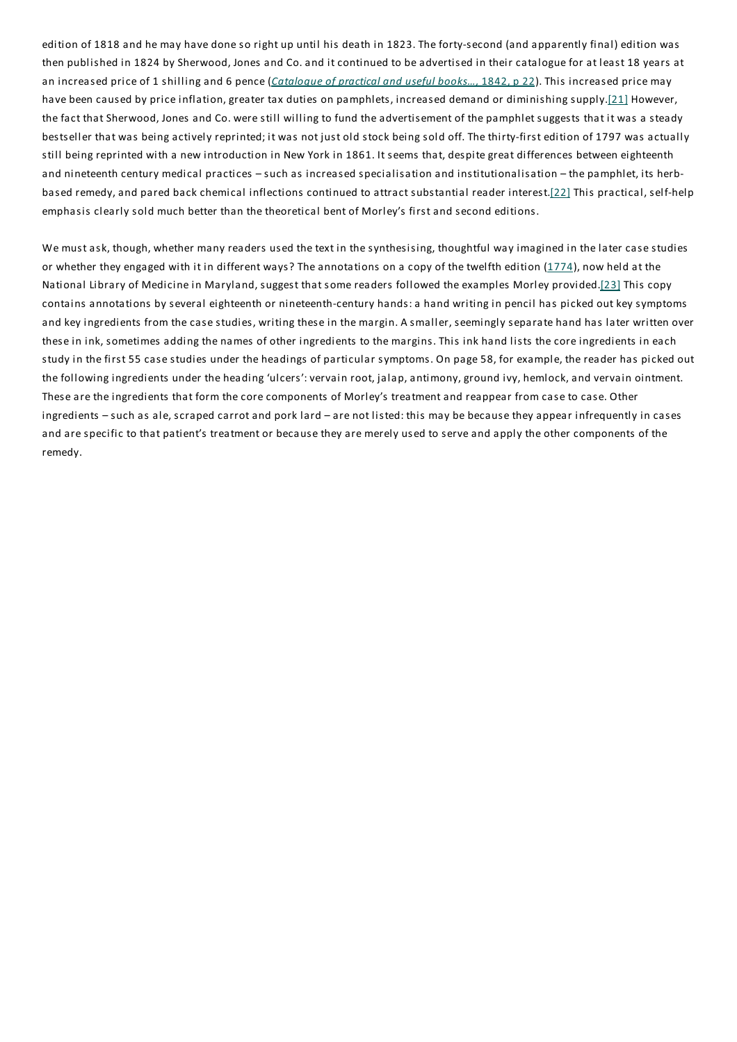edition of 1818 and he may have done so right up until his death in 1823. The forty-second (and apparently final) edition was then published in 1824 by Sherwood, Jones and Co. and it continued to be advertised in their catalogue for at least 18 years at an increased price of 1 shilling and 6 pence (*Catalogue of practical and useful books…*, 1842, p 22). This increased price may have been caused by price inflation, greater tax duties on pamphlets, increased demand or diminishing supply.[21] However, the fact that Sherwood, Jones and Co. were still willing to fund the advertisement of the pamphlet suggests that it was a steady bestseller that was being actively reprinted; it was not just old stock being sold off. The thirty-first edition of 1797 was actually still being reprinted with a new introduction in New York in 1861. It seems that, despite great differences between eighteenth and nineteenth century medical practices – such as increased specialisation and institutionalisation – the pamphlet, its herb-based remedy, and pared back chemical inflections continued to attract substantial reader interest.[22] This practical, self-help emphasis clearly sold much better than the theoretical bent of Morley's first and second editions.

We must ask, though, whether many readers used the text in the synthesising, thoughtful way imagined in the later case studies or whether they engaged with it in different ways? The annotations on a copy of the twelfth edition (1774), now held at the National Library of Medicine in Maryland, suggest that some readers followed the examples Morley provided.[23] This copy contains annotations by several eighteenth or nineteenth-century hands: a hand writing in pencil has picked out key symptoms and key ingredients from the case studies, writing these in the margin. A smaller, seemingly separate hand has later written over these in ink, sometimes adding the names of other ingredients to the margins. This ink hand lists the core ingredients in each study in the first 55 case studies under the headings of particular symptoms. On page 58, for example, the reader has picked out the following ingredients under the heading 'ulcers': vervain root, jalap, antimony, ground ivy, hemlock, and vervain ointment. These are the ingredients that form the core components of Morley's treatment and reappear from case to case. Other ingredients – such as ale, scraped carrot and pork lard – are not listed: this may be because they appear infrequently in cases and are specific to that patient's treatment or because they are merely used to serve and apply the other components of the remedy.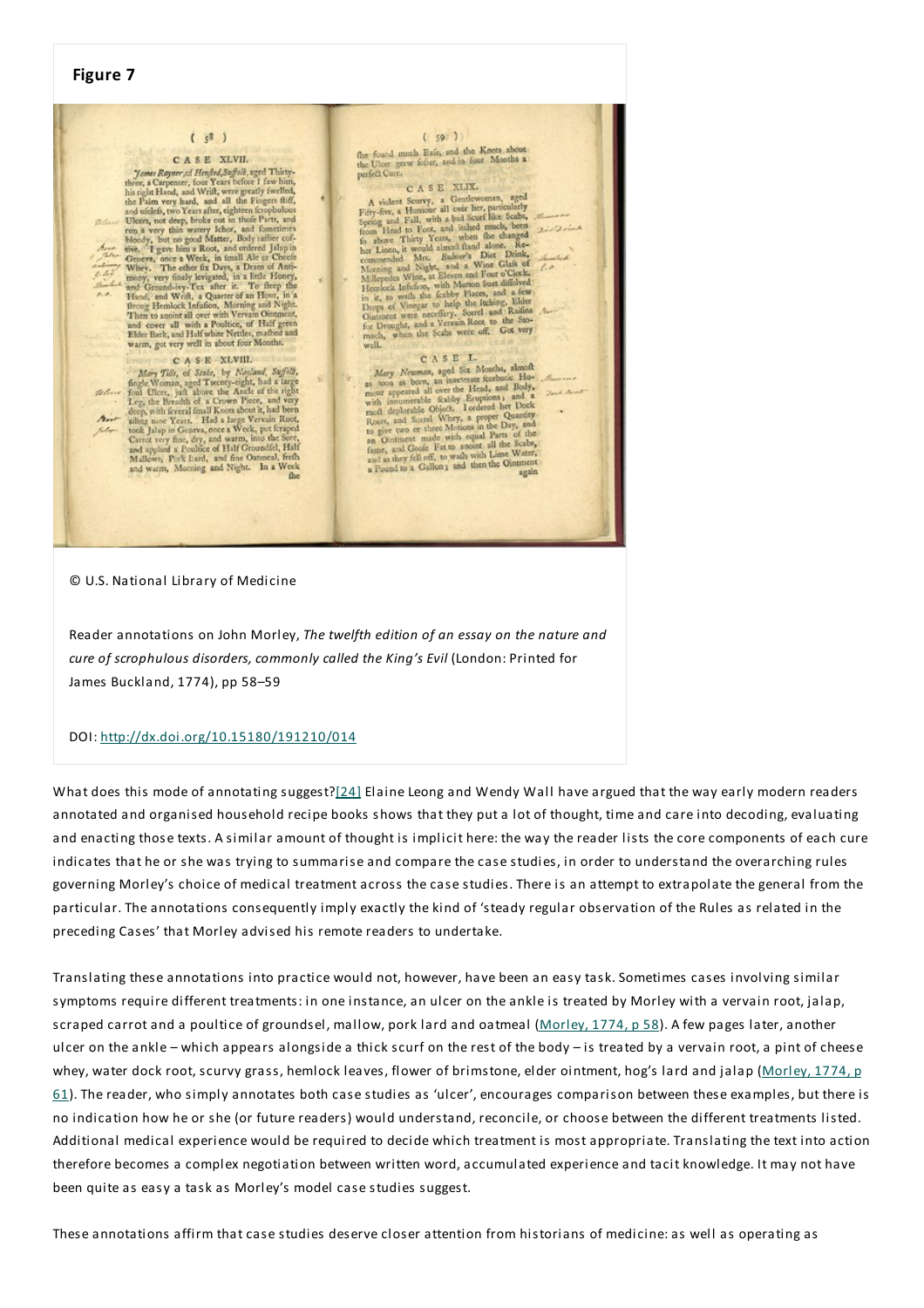**Figure 7**

© U.S. National Library of Medicine

Reader annotations on John Morley, *The twelfth edition of an essay on the nature and cure of scrophulous disorders, commonly called the King's Evil* (London: Printed for James Buckland, 1774), pp 58–59

DOI: http://dx.doi.org/10.15180/191210/014

What does this mode of annotating suggest?[24] Elaine Leong and Wendy Wall have argued that the way early modern readers annotated and organised household recipe books shows that they put a lot of thought, time and care into decoding, evaluating and enacting those texts. A similar amount of thought is implicit here: the way the reader lists the core components of each cure indicates that he or she was trying to summarise and compare the case studies, in order to understand the overarching rules governing Morley's choice of medical treatment across the case studies. There is an attempt to extrapolate the general from the particular. The annotations consequently imply exactly the kind of 'steady regular observation of the Rules as related in the preceding Cases' that Morley advised his remote readers to undertake.

Translating these annotations into practice would not, however, have been an easy task. Sometimes cases involving similar symptoms require different treatments: in one instance, an ulcer on the ankle is treated by Morley with a vervain root, jalap, scraped carrot and a poultice of groundsel, mallow, pork lard and oatmeal (Morley, 1774, p 58). A few pages later, another ulcer on the ankle – which appears alongside a thick scurf on the rest of the body – is treated by a vervain root, a pint of cheese whey, water dock root, scurvy grass, hemlock leaves, flower of brimstone, elder ointment, hog's lard and jalap (Morley, 1774, p 61). The reader, who simply annotates both case studies as 'ulcer', encourages comparison between these examples, but there is no indication how he or she (or future readers) would understand, reconcile, or choose between the different treatments listed. Additional medical experience would be required to decide which treatment is most appropriate. Translating the text into action therefore becomes a complex negotiation between written word, accumulated experience and tacit knowledge. It may not have been quite as easy a task as Morley's model case studies suggest.

These annotations affirm that case studies deserve closer attention from historians of medicine: as well as operating as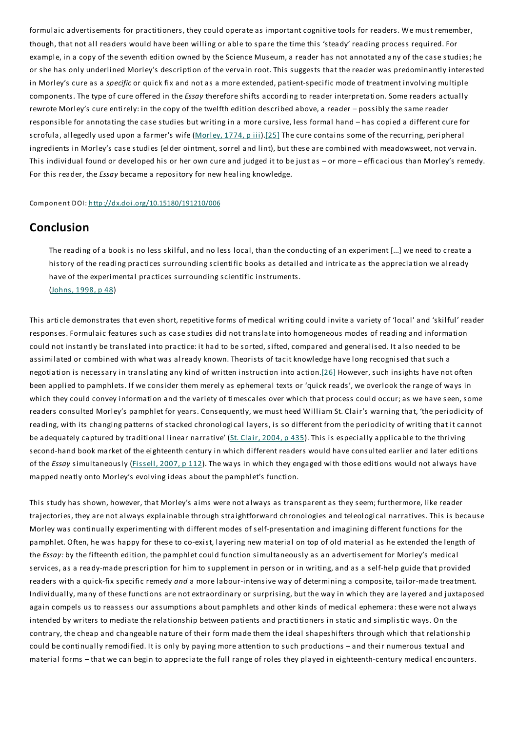formulaic advertisements for practitioners, they could operate as important cognitive tools for readers. We must remember, though, that not all readers would have been willing or able to spare the time this 'steady' reading process required. For example, in a copy of the seventh edition owned by the Science Museum, a reader has not annotated any of the case studies; he or she has only underlined Morley's description of the vervain root. This suggests that the reader was predominantly interested in Morley's cure as a *specific* or quick fix and not as a more extended, patient-specific mode of treatment involving multiple components. The type of cure offered in the *Essay* therefore shifts according to reader interpretation. Some readers actually rewrote Morley's cure entirely: in the copy of the twelfth edition described above, a reader – possibly the same reader responsible for annotating the case studies but writing in a more cursive, less formal hand – has copied a different cure for scrofula, allegedly used upon a farmer's wife (Morley, 1774, p iii).[25] The cure contains some of the recurring, peripheral ingredients in Morley's case studies (elder ointment, sorrel and lint), but these are combined with meadowsweet, not vervain. This individual found or developed his or her own cure and judged it to be just as – or more – efficacious than Morley's remedy. For this reader, the *Essay* became a repository for new healing knowledge.

Component DOI: http://dx.doi.org/10.15180/191210/006

## Conclusion

> The reading of a book is no less skilful, and no less local, than the conducting of an experiment [...] we need to create a history of the reading practices surrounding scientific books as detailed and intricate as the appreciation we already have of the experimental practices surrounding scientific instruments.
> (Johns, 1998, p 48)

This article demonstrates that even short, repetitive forms of medical writing could invite a variety of 'local' and 'skilful' reader responses. Formulaic features such as case studies did not translate into homogeneous modes of reading and information could not instantly be translated into practice: it had to be sorted, sifted, compared and generalised. It also needed to be assimilated or combined with what was already known. Theorists of tacit knowledge have long recognised that such a negotiation is necessary in translating any kind of written instruction into action.[26] However, such insights have not often been applied to pamphlets. If we consider them merely as ephemeral texts or 'quick reads', we overlook the range of ways in which they could convey information and the variety of timescales over which that process could occur; as we have seen, some readers consulted Morley's pamphlet for years. Consequently, we must heed William St. Clair's warning that, 'the periodicity of reading, with its changing patterns of stacked chronological layers, is so different from the periodicity of writing that it cannot be adequately captured by traditional linear narrative' (St. Clair, 2004, p 435). This is especially applicable to the thriving second-hand book market of the eighteenth century in which different readers would have consulted earlier and later editions of the *Essay* simultaneously (Fissell, 2007, p 112). The ways in which they engaged with those editions would not always have mapped neatly onto Morley's evolving ideas about the pamphlet's function.

This study has shown, however, that Morley's aims were not always as transparent as they seem; furthermore, like reader trajectories, they are not always explainable through straightforward chronologies and teleological narratives. This is because Morley was continually experimenting with different modes of self-presentation and imagining different functions for the pamphlet. Often, he was happy for these to co-exist, layering new material on top of old material as he extended the length of the *Essay:* by the fifteenth edition, the pamphlet could function simultaneously as an advertisement for Morley's medical services, as a ready-made prescription for him to supplement in person or in writing, and as a self-help guide that provided readers with a quick-fix specific remedy *and* a more labour-intensive way of determining a composite, tailor-made treatment. Individually, many of these functions are not extraordinary or surprising, but the way in which they are layered and juxtaposed again compels us to reassess our assumptions about pamphlets and other kinds of medical ephemera: these were not always intended by writers to mediate the relationship between patients and practitioners in static and simplistic ways. On the contrary, the cheap and changeable nature of their form made them the ideal shapeshifters through which that relationship could be continually remodified. It is only by paying more attention to such productions – and their numerous textual and material forms – that we can begin to appreciate the full range of roles they played in eighteenth-century medical encounters.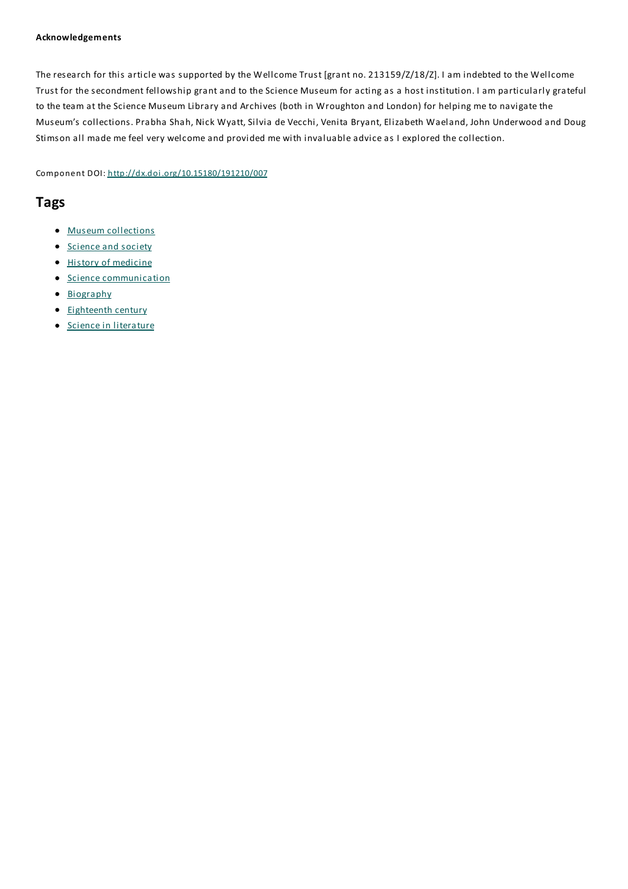**Acknowledgements**

The research for this article was supported by the Wellcome Trust [grant no. 213159/Z/18/Z]. I am indebted to the Wellcome Trust for the secondment fellowship grant and to the Science Museum for acting as a host institution. I am particularly grateful to the team at the Science Museum Library and Archives (both in Wroughton and London) for helping me to navigate the Museum's collections. Prabha Shah, Nick Wyatt, Silvia de Vecchi, Venita Bryant, Elizabeth Waeland, John Underwood and Doug Stimson all made me feel very welcome and provided me with invaluable advice as I explored the collection.

Component DOI: http://dx.doi.org/10.15180/191210/007

## Tags

- Museum collections
- Science and society
- History of medicine
- Science communication
- Biography
- Eighteenth century
- Science in literature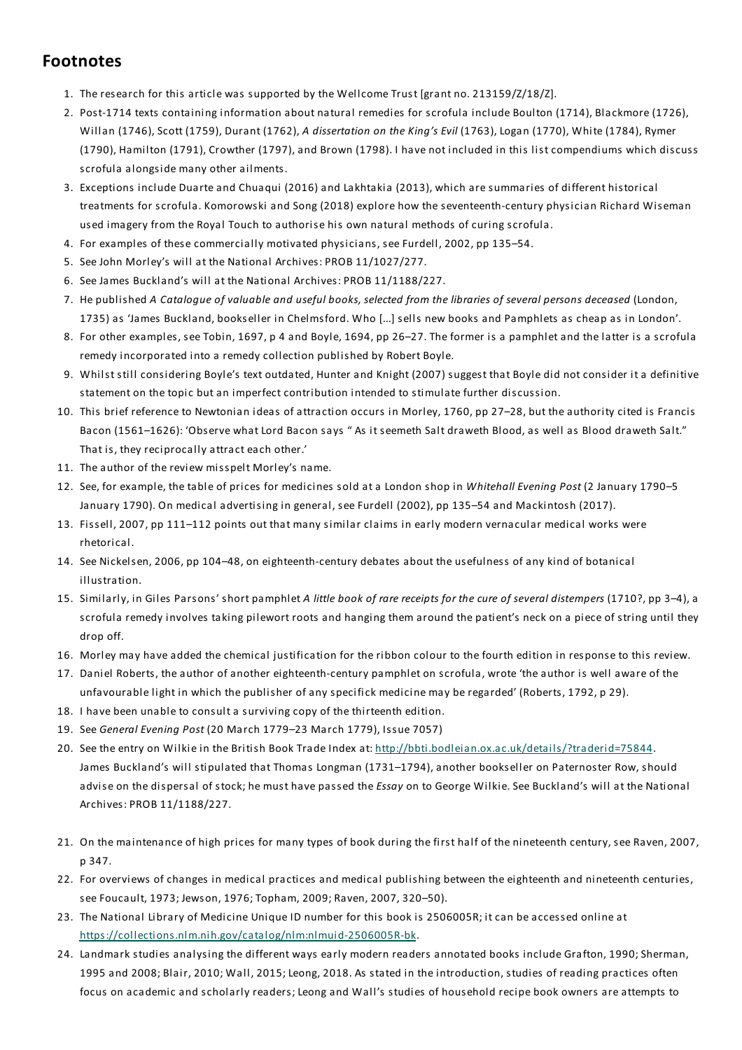## Footnotes

1. The research for this article was supported by the Wellcome Trust [grant no. 213159/Z/18/Z].
2. Post-1714 texts containing information about natural remedies for scrofula include Boulton (1714), Blackmore (1726), Willan (1746), Scott (1759), Durant (1762), *A dissertation on the King's Evil* (1763), Logan (1770), White (1784), Rymer (1790), Hamilton (1791), Crowther (1797), and Brown (1798). I have not included in this list compendiums which discuss scrofula alongside many other ailments.
3. Exceptions include Duarte and Chuaqui (2016) and Lakhtakia (2013), which are summaries of different historical treatments for scrofula. Komorowski and Song (2018) explore how the seventeenth-century physician Richard Wiseman used imagery from the Royal Touch to authorise his own natural methods of curing scrofula.
4. For examples of these commercially motivated physicians, see Furdell, 2002, pp 135–54.
5. See John Morley's will at the National Archives: PROB 11/1027/277.
6. See James Buckland's will at the National Archives: PROB 11/1188/227.
7. He published *A Catalogue of valuable and useful books, selected from the libraries of several persons deceased* (London, 1735) as 'James Buckland, bookseller in Chelmsford. Who [...] sells new books and Pamphlets as cheap as in London'.
8. For other examples, see Tobin, 1697, p 4 and Boyle, 1694, pp 26–27. The former is a pamphlet and the latter is a scrofula remedy incorporated into a remedy collection published by Robert Boyle.
9. Whilst still considering Boyle's text outdated, Hunter and Knight (2007) suggest that Boyle did not consider it a definitive statement on the topic but an imperfect contribution intended to stimulate further discussion.
10. This brief reference to Newtonian ideas of attraction occurs in Morley, 1760, pp 27–28, but the authority cited is Francis Bacon (1561–1626): 'Observe what Lord Bacon says " As it seemeth Salt draweth Blood, as well as Blood draweth Salt." That is, they reciprocally attract each other.'
11. The author of the review misspelt Morley's name.
12. See, for example, the table of prices for medicines sold at a London shop in *Whitehall Evening Post* (2 January 1790–5 January 1790). On medical advertising in general, see Furdell (2002), pp 135–54 and Mackintosh (2017).
13. Fissell, 2007, pp 111–112 points out that many similar claims in early modern vernacular medical works were rhetorical.
14. See Nickelsen, 2006, pp 104–48, on eighteenth-century debates about the usefulness of any kind of botanical illustration.
15. Similarly, in Giles Parsons' short pamphlet *A little book of rare receipts for the cure of several distempers* (1710?, pp 3–4), a scrofula remedy involves taking pilewort roots and hanging them around the patient's neck on a piece of string until they drop off.
16. Morley may have added the chemical justification for the ribbon colour to the fourth edition in response to this review.
17. Daniel Roberts, the author of another eighteenth-century pamphlet on scrofula, wrote 'the author is well aware of the unfavourable light in which the publisher of any specifick medicine may be regarded' (Roberts, 1792, p 29).
18. I have been unable to consult a surviving copy of the thirteenth edition.
19. See *General Evening Post* (20 March 1779–23 March 1779), Issue 7057)
20. See the entry on Wilkie in the British Book Trade Index at: http://bbti.bodleian.ox.ac.uk/details/?traderid=75844. James Buckland's will stipulated that Thomas Longman (1731–1794), another bookseller on Paternoster Row, should advise on the dispersal of stock; he must have passed the *Essay* on to George Wilkie. See Buckland's will at the National Archives: PROB 11/1188/227.
21. On the maintenance of high prices for many types of book during the first half of the nineteenth century, see Raven, 2007, p 347.
22. For overviews of changes in medical practices and medical publishing between the eighteenth and nineteenth centuries, see Foucault, 1973; Jewson, 1976; Topham, 2009; Raven, 2007, 320–50).
23. The National Library of Medicine Unique ID number for this book is 2506005R; it can be accessed online at https://collections.nlm.nih.gov/catalog/nlm:nlmuid-2506005R-bk.
24. Landmark studies analysing the different ways early modern readers annotated books include Grafton, 1990; Sherman, 1995 and 2008; Blair, 2010; Wall, 2015; Leong, 2018. As stated in the introduction, studies of reading practices often focus on academic and scholarly readers; Leong and Wall's studies of household recipe book owners are attempts to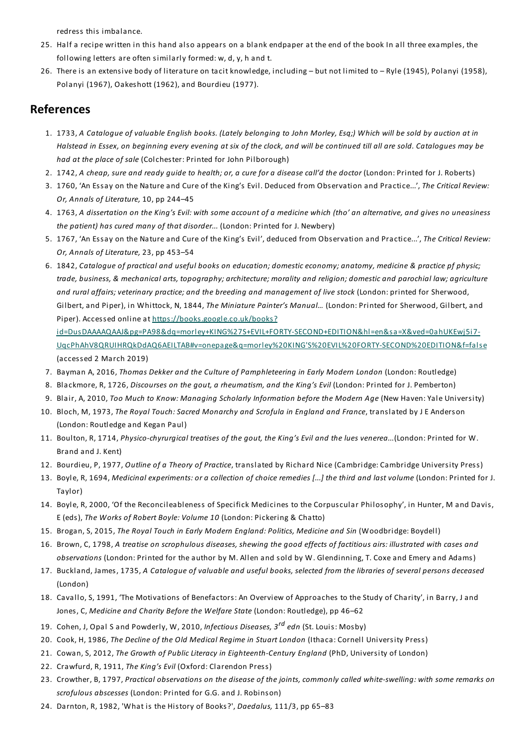redress this imbalance.

25. Half a recipe written in this hand also appears on a blank endpaper at the end of the book In all three examples, the following letters are often similarly formed: w, d, y, h and t.
26. There is an extensive body of literature on tacit knowledge, including – but not limited to – Ryle (1945), Polanyi (1958), Polanyi (1967), Oakeshott (1962), and Bourdieu (1977).

## References

1. 1733, *A Catalogue of valuable English books. (Lately belonging to John Morley, Esq;) Which will be sold by auction at in Halstead in Essex, on beginning every evening at six of the clock, and will be continued till all are sold. Catalogues may be had at the place of sale* (Colchester: Printed for John Pilborough)
2. 1742, *A cheap, sure and ready guide to health; or, a cure for a disease call'd the doctor* (London: Printed for J. Roberts)
3. 1760, 'An Essay on the Nature and Cure of the King's Evil. Deduced from Observation and Practice...', *The Critical Review: Or, Annals of Literature,* 10, pp 244–45
4. 1763, *A dissertation on the King's Evil: with some account of a medicine which (tho' an alternative, and gives no uneasiness the patient) has cured many of that disorder...* (London: Printed for J. Newbery)
5. 1767, 'An Essay on the Nature and Cure of the King's Evil', deduced from Observation and Practice...', *The Critical Review: Or, Annals of Literature,* 23, pp 453–54
6. 1842, *Catalogue of practical and useful books on education; domestic economy; anatomy, medicine & practice pf physic; trade, business, & mechanical arts, topography; architecture; morality and religion; domestic and parochial law; agriculture and rural affairs; veterinary practice; and the breeding and management of live stock* (London: printed for Sherwood, Gilbert, and Piper), in Whittock, N, 1844, *The Miniature Painter's Manual...* (London: Printed for Sherwood, Gilbert, and Piper). Accessed online at [https://books.google.co.uk/books?id=DusDAAAAQAAJ&pg=PA98&dq=morley+KING%27S+EVIL+FORTY-SECOND+EDITION&hl=en&sa=X&ved=0ahUKEwj5i7-UqcPhAhV8QRUIHRQkDdAQ6AEILTAB#v=onepage&q=morley%20KING'S%20EVIL%20FORTY-SECOND%20EDITION&f=false](https://books.google.co.uk/books?id=DusDAAAAQAAJ&pg=PA98&dq=morley+KING%27S+EVIL+FORTY-SECOND+EDITION&hl=en&sa=X&ved=0ahUKEwj5i7-UqcPhAhV8QRUIHRQkDdAQ6AEILTAB#v=onepage&q=morley%20KING'S%20EVIL%20FORTY-SECOND%20EDITION&f=false) (accessed 2 March 2019)
7. Bayman A, 2016, *Thomas Dekker and the Culture of Pamphleteering in Early Modern London* (London: Routledge)
8. Blackmore, R, 1726, *Discourses on the gout, a rheumatism, and the King's Evil* (London: Printed for J. Pemberton)
9. Blair, A, 2010, *Too Much to Know: Managing Scholarly Information before the Modern Age* (New Haven: Yale University)
10. Bloch, M, 1973, *The Royal Touch: Sacred Monarchy and Scrofula in England and France*, translated by J E Anderson (London: Routledge and Kegan Paul)
11. Boulton, R, 1714, *Physico-chyrurgical treatises of the gout, the King's Evil and the lues venerea...*(London: Printed for W. Brand and J. Kent)
12. Bourdieu, P, 1977, *Outline of a Theory of Practice*, translated by Richard Nice (Cambridge: Cambridge University Press)
13. Boyle, R, 1694, *Medicinal experiments: or a collection of choice remedies [...] the third and last volume* (London: Printed for J. Taylor)
14. Boyle, R, 2000, 'Of the Reconcileableness of Specifick Medicines to the Corpuscular Philosophy', in Hunter, M and Davis, E (eds), *The Works of Robert Boyle: Volume 10* (London: Pickering & Chatto)
15. Brogan, S, 2015, *The Royal Touch in Early Modern England: Politics, Medicine and Sin* (Woodbridge: Boydell)
16. Brown, C, 1798, *A treatise on scrophulous diseases, shewing the good effects of factitious airs: illustrated with cases and observations* (London: Printed for the author by M. Allen and sold by W. Glendinning, T. Coxe and Emery and Adams)
17. Buckland, James, 1735, *A Catalogue of valuable and useful books, selected from the libraries of several persons deceased* (London)
18. Cavallo, S, 1991, 'The Motivations of Benefactors: An Overview of Approaches to the Study of Charity', in Barry, J and Jones, C, *Medicine and Charity Before the Welfare State* (London: Routledge), pp 46–62
19. Cohen, J, Opal S and Powderly, W, 2010, *Infectious Diseases, 3rd edn* (St. Louis: Mosby)
20. Cook, H, 1986, *The Decline of the Old Medical Regime in Stuart London* (Ithaca: Cornell University Press)
21. Cowan, S, 2012, *The Growth of Public Literacy in Eighteenth-Century England* (PhD, University of London)
22. Crawfurd, R, 1911, *The King's Evil* (Oxford: Clarendon Press)
23. Crowther, B, 1797, *Practical observations on the disease of the joints, commonly called white-swelling: with some remarks on scrofulous abscesses* (London: Printed for G.G. and J. Robinson)
24. Darnton, R, 1982, 'What is the History of Books?', *Daedalus,* 111/3, pp 65–83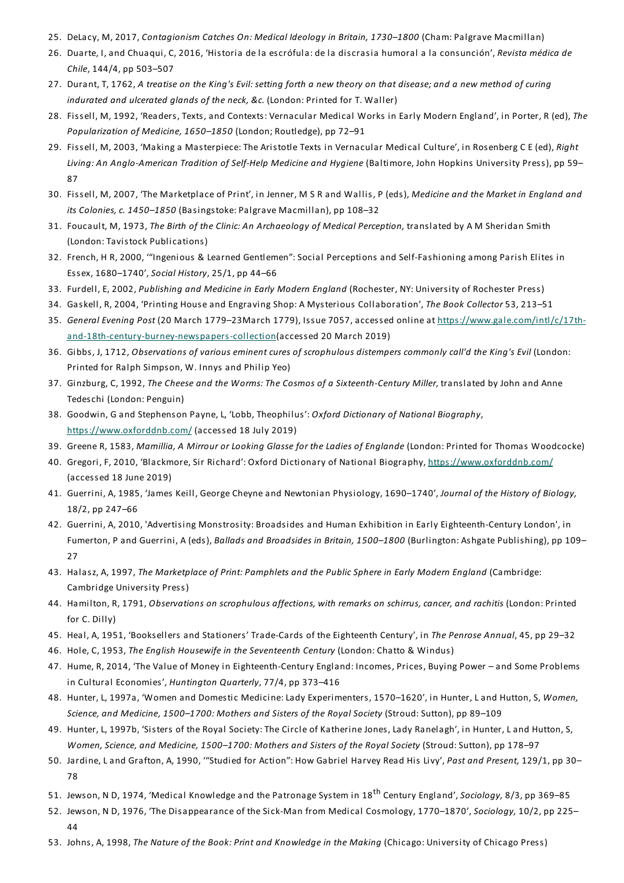25. DeLacy, M, 2017, *Contagionism Catches On: Medical Ideology in Britain, 1730–1800* (Cham: Palgrave Macmillan)
26. Duarte, I, and Chuaqui, C, 2016, 'Historia de la escrófula: de la discrasia humoral a la consunción', *Revista médica de Chile*, 144/4, pp 503–507
27. Durant, T, 1762, *A treatise on the King's Evil: setting forth a new theory on that disease; and a new method of curing indurated and ulcerated glands of the neck, &c.* (London: Printed for T. Waller)
28. Fissell, M, 1992, 'Readers, Texts, and Contexts: Vernacular Medical Works in Early Modern England', in Porter, R (ed), *The Popularization of Medicine, 1650–1850* (London; Routledge), pp 72–91
29. Fissell, M, 2003, 'Making a Masterpiece: The Aristotle Texts in Vernacular Medical Culture', in Rosenberg C E (ed), *Right Living: An Anglo-American Tradition of Self-Help Medicine and Hygiene* (Baltimore, John Hopkins University Press), pp 59–87
30. Fissell, M, 2007, 'The Marketplace of Print', in Jenner, M S R and Wallis, P (eds), *Medicine and the Market in England and its Colonies, c. 1450–1850* (Basingstoke: Palgrave Macmillan), pp 108–32
31. Foucault, M, 1973, *The Birth of the Clinic: An Archaeology of Medical Perception,* translated by A M Sheridan Smith (London: Tavistock Publications)
32. French, H R, 2000, '"Ingenious & Learned Gentlemen": Social Perceptions and Self-Fashioning among Parish Elites in Essex, 1680–1740', *Social History*, 25/1, pp 44–66
33. Furdell, E, 2002, *Publishing and Medicine in Early Modern England* (Rochester, NY: University of Rochester Press)
34. Gaskell, R, 2004, 'Printing House and Engraving Shop: A Mysterious Collaboration', *The Book Collector* 53, 213–51
35. *General Evening Post* (20 March 1779–23March 1779), Issue 7057, accessed online at https://www.gale.com/intl/c/17th-and-18th-century-burney-newspapers-collection(accessed 20 March 2019)
36. Gibbs, J, 1712, *Observations of various eminent cures of scrophulous distempers commonly call'd the King's Evil* (London: Printed for Ralph Simpson, W. Innys and Philip Yeo)
37. Ginzburg, C, 1992, *The Cheese and the Worms: The Cosmos of a Sixteenth-Century Miller*, translated by John and Anne Tedeschi (London: Penguin)
38. Goodwin, G and Stephenson Payne, L, 'Lobb, Theophilus': *Oxford Dictionary of National Biography*, https://www.oxforddnb.com/ (accessed 18 July 2019)
39. Greene R, 1583, *Mamillia, A Mirrour or Looking Glasse for the Ladies of Englande* (London: Printed for Thomas Woodcocke)
40. Gregori, F, 2010, 'Blackmore, Sir Richard': Oxford Dictionary of National Biography, https://www.oxforddnb.com/ (accessed 18 June 2019)
41. Guerrini, A, 1985, 'James Keill, George Cheyne and Newtonian Physiology, 1690–1740', *Journal of the History of Biology,* 18/2, pp 247–66
42. Guerrini, A, 2010, 'Advertising Monstrosity: Broadsides and Human Exhibition in Early Eighteenth-Century London', in Fumerton, P and Guerrini, A (eds), *Ballads and Broadsides in Britain, 1500–1800* (Burlington: Ashgate Publishing), pp 109–27
43. Halasz, A, 1997, *The Marketplace of Print: Pamphlets and the Public Sphere in Early Modern England* (Cambridge: Cambridge University Press)
44. Hamilton, R, 1791, *Observations on scrophulous affections, with remarks on schirrus, cancer, and rachitis* (London: Printed for C. Dilly)
45. Heal, A, 1951, 'Booksellers and Stationers' Trade-Cards of the Eighteenth Century', in *The Penrose Annual*, 45, pp 29–32
46. Hole, C, 1953, *The English Housewife in the Seventeenth Century* (London: Chatto & Windus)
47. Hume, R, 2014, 'The Value of Money in Eighteenth-Century England: Incomes, Prices, Buying Power – and Some Problems in Cultural Economies', *Huntington Quarterly*, 77/4, pp 373–416
48. Hunter, L, 1997a, 'Women and Domestic Medicine: Lady Experimenters, 1570–1620', in Hunter, L and Hutton, S, *Women, Science, and Medicine, 1500–1700: Mothers and Sisters of the Royal Society* (Stroud: Sutton), pp 89–109
49. Hunter, L, 1997b, 'Sisters of the Royal Society: The Circle of Katherine Jones, Lady Ranelagh', in Hunter, L and Hutton, S, *Women, Science, and Medicine, 1500–1700: Mothers and Sisters of the Royal Society* (Stroud: Sutton), pp 178–97
50. Jardine, L and Grafton, A, 1990, '"Studied for Action": How Gabriel Harvey Read His Livy', *Past and Present,* 129/1, pp 30–78
51. Jewson, N D, 1974, 'Medical Knowledge and the Patronage System in 18th Century England', *Sociology,* 8/3, pp 369–85
52. Jewson, N D, 1976, 'The Disappearance of the Sick-Man from Medical Cosmology, 1770–1870', *Sociology,* 10/2, pp 225–44
53. Johns, A, 1998, *The Nature of the Book: Print and Knowledge in the Making* (Chicago: University of Chicago Press)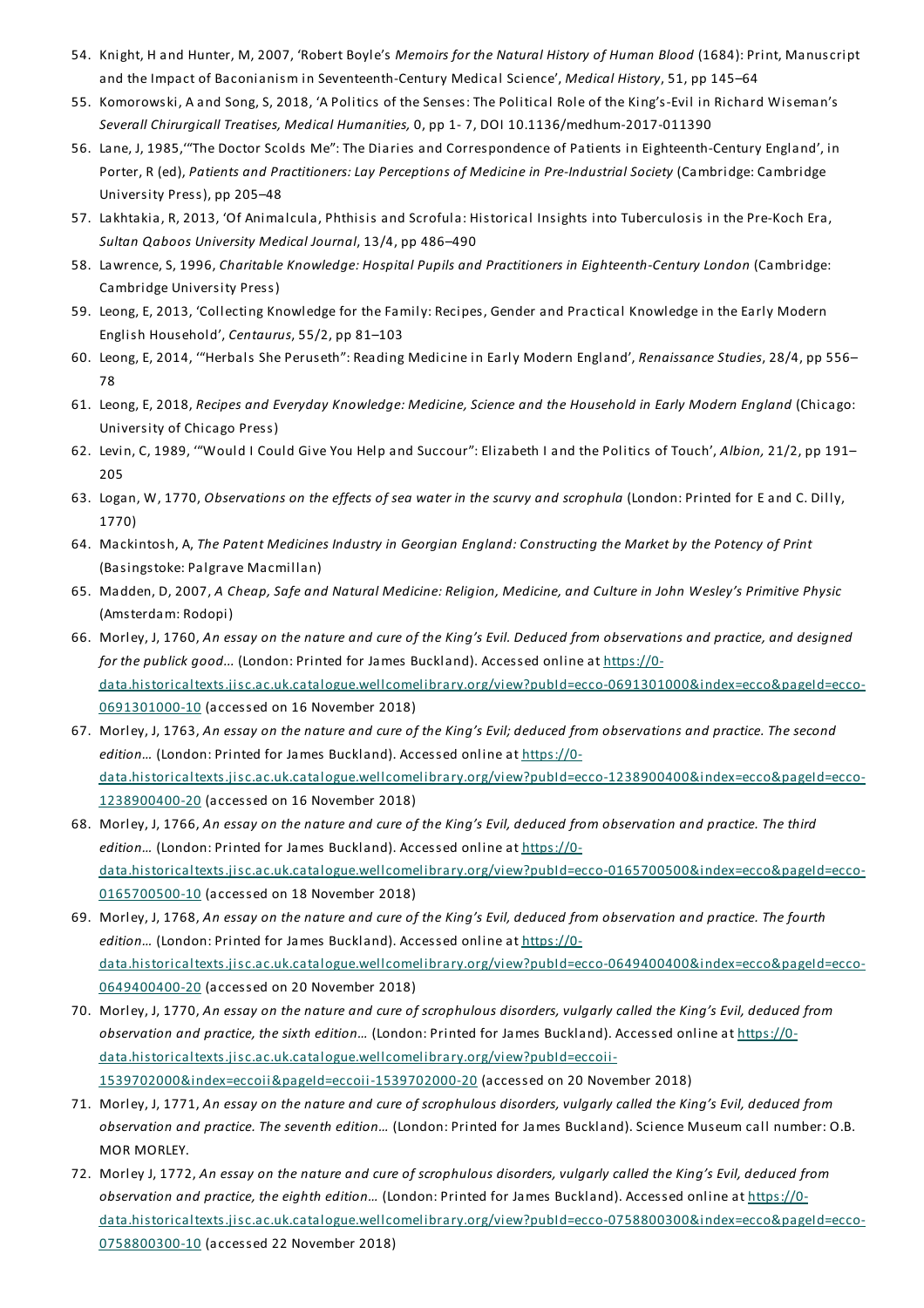54. Knight, H and Hunter, M, 2007, 'Robert Boyle's *Memoirs for the Natural History of Human Blood* (1684): Print, Manuscript and the Impact of Baconianism in Seventeenth-Century Medical Science', *Medical History*, 51, pp 145–64
55. Komorowski, A and Song, S, 2018, 'A Politics of the Senses: The Political Role of the King's-Evil in Richard Wiseman's *Severall Chirurgicall Treatises, Medical Humanities,* 0, pp 1- 7, DOI 10.1136/medhum-2017-011390
56. Lane, J, 1985,'"The Doctor Scolds Me": The Diaries and Correspondence of Patients in Eighteenth-Century England', in Porter, R (ed), *Patients and Practitioners: Lay Perceptions of Medicine in Pre-Industrial Society* (Cambridge: Cambridge University Press), pp 205–48
57. Lakhtakia, R, 2013, 'Of Animalcula, Phthisis and Scrofula: Historical Insights into Tuberculosis in the Pre-Koch Era, *Sultan Qaboos University Medical Journal*, 13/4, pp 486–490
58. Lawrence, S, 1996, *Charitable Knowledge: Hospital Pupils and Practitioners in Eighteenth-Century London* (Cambridge: Cambridge University Press)
59. Leong, E, 2013, 'Collecting Knowledge for the Family: Recipes, Gender and Practical Knowledge in the Early Modern English Household', *Centaurus*, 55/2, pp 81–103
60. Leong, E, 2014, '"Herbals She Peruseth": Reading Medicine in Early Modern England', *Renaissance Studies*, 28/4, pp 556–78
61. Leong, E, 2018, *Recipes and Everyday Knowledge: Medicine, Science and the Household in Early Modern England* (Chicago: University of Chicago Press)
62. Levin, C, 1989, '"Would I Could Give You Help and Succour": Elizabeth I and the Politics of Touch', *Albion,* 21/2, pp 191–205
63. Logan, W, 1770, *Observations on the effects of sea water in the scurvy and scrophula* (London: Printed for E and C. Dilly, 1770)
64. Mackintosh, A, *The Patent Medicines Industry in Georgian England: Constructing the Market by the Potency of Print* (Basingstoke: Palgrave Macmillan)
65. Madden, D, 2007, *A Cheap, Safe and Natural Medicine: Religion, Medicine, and Culture in John Wesley's Primitive Physic* (Amsterdam: Rodopi)
66. Morley, J, 1760, *An essay on the nature and cure of the King's Evil. Deduced from observations and practice, and designed for the publick good...* (London: Printed for James Buckland). Accessed online at https://0-data.historicaltexts.jisc.ac.uk.catalogue.wellcomelibrary.org/view?pubId=ecco-0691301000&index=ecco&pageId=ecco-0691301000-10 (accessed on 16 November 2018)
67. Morley, J, 1763, *An essay on the nature and cure of the King's Evil; deduced from observations and practice. The second edition…* (London: Printed for James Buckland). Accessed online at https://0-data.historicaltexts.jisc.ac.uk.catalogue.wellcomelibrary.org/view?pubId=ecco-1238900400&index=ecco&pageId=ecco-1238900400-20 (accessed on 16 November 2018)
68. Morley, J, 1766, *An essay on the nature and cure of the King's Evil, deduced from observation and practice. The third edition…* (London: Printed for James Buckland). Accessed online at https://0-data.historicaltexts.jisc.ac.uk.catalogue.wellcomelibrary.org/view?pubId=ecco-0165700500&index=ecco&pageId=ecco-0165700500-10 (accessed on 18 November 2018)
69. Morley, J, 1768, *An essay on the nature and cure of the King's Evil, deduced from observation and practice. The fourth edition…* (London: Printed for James Buckland). Accessed online at https://0-data.historicaltexts.jisc.ac.uk.catalogue.wellcomelibrary.org/view?pubId=ecco-0649400400&index=ecco&pageId=ecco-0649400400-20 (accessed on 20 November 2018)
70. Morley, J, 1770, *An essay on the nature and cure of scrophulous disorders, vulgarly called the King's Evil, deduced from observation and practice, the sixth edition…* (London: Printed for James Buckland). Accessed online at https://0-data.historicaltexts.jisc.ac.uk.catalogue.wellcomelibrary.org/view?pubId=eccoii-1539702000&index=eccoii&pageId=eccoii-1539702000-20 (accessed on 20 November 2018)
71. Morley, J, 1771, *An essay on the nature and cure of scrophulous disorders, vulgarly called the King's Evil, deduced from observation and practice. The seventh edition…* (London: Printed for James Buckland). Science Museum call number: O.B. MOR MORLEY.
72. Morley J, 1772, *An essay on the nature and cure of scrophulous disorders, vulgarly called the King's Evil, deduced from observation and practice, the eighth edition…* (London: Printed for James Buckland). Accessed online at https://0-data.historicaltexts.jisc.ac.uk.catalogue.wellcomelibrary.org/view?pubId=ecco-0758800300&index=ecco&pageId=ecco-0758800300-10 (accessed 22 November 2018)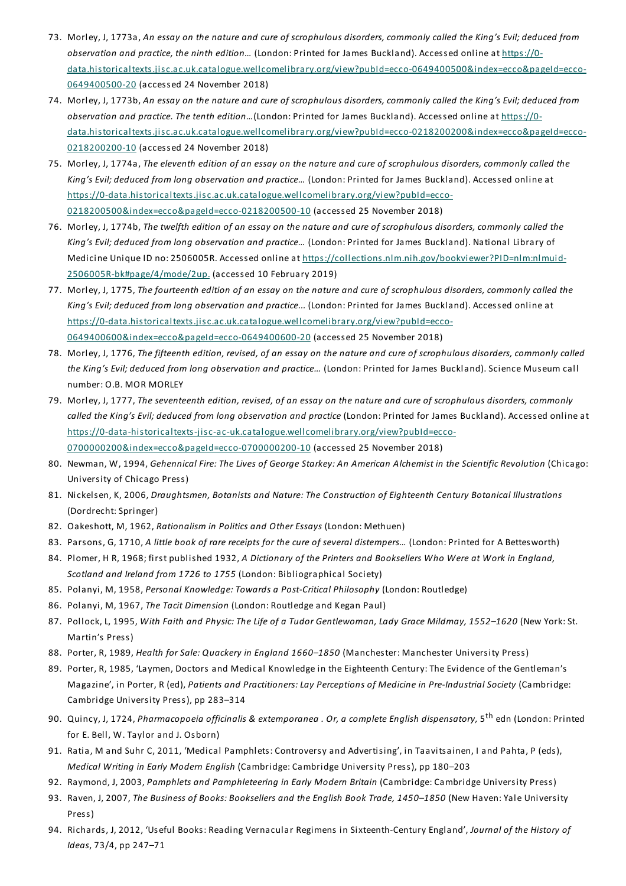73. Morley, J, 1773a, *An essay on the nature and cure of scrophulous disorders, commonly called the King's Evil; deduced from observation and practice, the ninth edition…* (London: Printed for James Buckland). Accessed online at https://0-data.historicaltexts.jisc.ac.uk.catalogue.wellcomelibrary.org/view?pubId=ecco-0649400500&index=ecco&pageId=ecco-0649400500-20 (accessed 24 November 2018)
74. Morley, J, 1773b, *An essay on the nature and cure of scrophulous disorders, commonly called the King's Evil; deduced from observation and practice. The tenth edition…*(London: Printed for James Buckland). Accessed online at https://0-data.historicaltexts.jisc.ac.uk.catalogue.wellcomelibrary.org/view?pubId=ecco-0218200200&index=ecco&pageId=ecco-0218200200-10 (accessed 24 November 2018)
75. Morley, J, 1774a, *The eleventh edition of an essay on the nature and cure of scrophulous disorders, commonly called the King's Evil; deduced from long observation and practice…* (London: Printed for James Buckland). Accessed online at https://0-data.historicaltexts.jisc.ac.uk.catalogue.wellcomelibrary.org/view?pubId=ecco-0218200500&index=ecco&pageId=ecco-0218200500-10 (accessed 25 November 2018)
76. Morley, J, 1774b, *The twelfth edition of an essay on the nature and cure of scrophulous disorders, commonly called the King's Evil; deduced from long observation and practice…* (London: Printed for James Buckland). National Library of Medicine Unique ID no: 2506005R. Accessed online at https://collections.nlm.nih.gov/bookviewer?PID=nlm:nlmuid-2506005R-bk#page/4/mode/2up. (accessed 10 February 2019)
77. Morley, J, 1775, *The fourteenth edition of an essay on the nature and cure of scrophulous disorders, commonly called the King's Evil; deduced from long observation and practice...* (London: Printed for James Buckland). Accessed online at https://0-data.historicaltexts.jisc.ac.uk.catalogue.wellcomelibrary.org/view?pubId=ecco-0649400600&index=ecco&pageId=ecco-0649400600-20 (accessed 25 November 2018)
78. Morley, J, 1776, *The fifteenth edition, revised, of an essay on the nature and cure of scrophulous disorders, commonly called the King's Evil; deduced from long observation and practice…* (London: Printed for James Buckland). Science Museum call number: O.B. MOR MORLEY
79. Morley, J, 1777, *The seventeenth edition, revised, of an essay on the nature and cure of scrophulous disorders, commonly called the King's Evil; deduced from long observation and practice* (London: Printed for James Buckland). Accessed online at https://0-data-historicaltexts-jisc-ac-uk.catalogue.wellcomelibrary.org/view?pubId=ecco-0700000200&index=ecco&pageId=ecco-0700000200-10 (accessed 25 November 2018)
80. Newman, W, 1994, *Gehennical Fire: The Lives of George Starkey: An American Alchemist in the Scientific Revolution* (Chicago: University of Chicago Press)
81. Nickelsen, K, 2006, *Draughtsmen, Botanists and Nature: The Construction of Eighteenth Century Botanical Illustrations* (Dordrecht: Springer)
82. Oakeshott, M, 1962, *Rationalism in Politics and Other Essays* (London: Methuen)
83. Parsons, G, 1710, *A little book of rare receipts for the cure of several distempers…* (London: Printed for A Bettesworth)
84. Plomer, H R, 1968; first published 1932, *A Dictionary of the Printers and Booksellers Who Were at Work in England, Scotland and Ireland from 1726 to 1755* (London: Bibliographical Society)
85. Polanyi, M, 1958, *Personal Knowledge: Towards a Post-Critical Philosophy* (London: Routledge)
86. Polanyi, M, 1967, *The Tacit Dimension* (London: Routledge and Kegan Paul)
87. Pollock, L, 1995, *With Faith and Physic: The Life of a Tudor Gentlewoman, Lady Grace Mildmay, 1552–1620* (New York: St. Martin's Press)
88. Porter, R, 1989, *Health for Sale: Quackery in England 1660–1850* (Manchester: Manchester University Press)
89. Porter, R, 1985, 'Laymen, Doctors and Medical Knowledge in the Eighteenth Century: The Evidence of the Gentleman's Magazine', in Porter, R (ed), *Patients and Practitioners: Lay Perceptions of Medicine in Pre-Industrial Society* (Cambridge: Cambridge University Press), pp 283–314
90. Quincy, J, 1724, *Pharmacopoeia officinalis & extemporanea . Or, a complete English dispensatory,* 5th edn (London: Printed for E. Bell, W. Taylor and J. Osborn)
91. Ratia, M and Suhr C, 2011, 'Medical Pamphlets: Controversy and Advertising', in Taavitsainen, I and Pahta, P (eds), *Medical Writing in Early Modern English* (Cambridge: Cambridge University Press), pp 180–203
92. Raymond, J, 2003, *Pamphlets and Pamphleteering in Early Modern Britain* (Cambridge: Cambridge University Press)
93. Raven, J, 2007, *The Business of Books: Booksellers and the English Book Trade, 1450–1850* (New Haven: Yale University Press)
94. Richards, J, 2012, 'Useful Books: Reading Vernacular Regimens in Sixteenth-Century England', *Journal of the History of Ideas*, 73/4, pp 247–71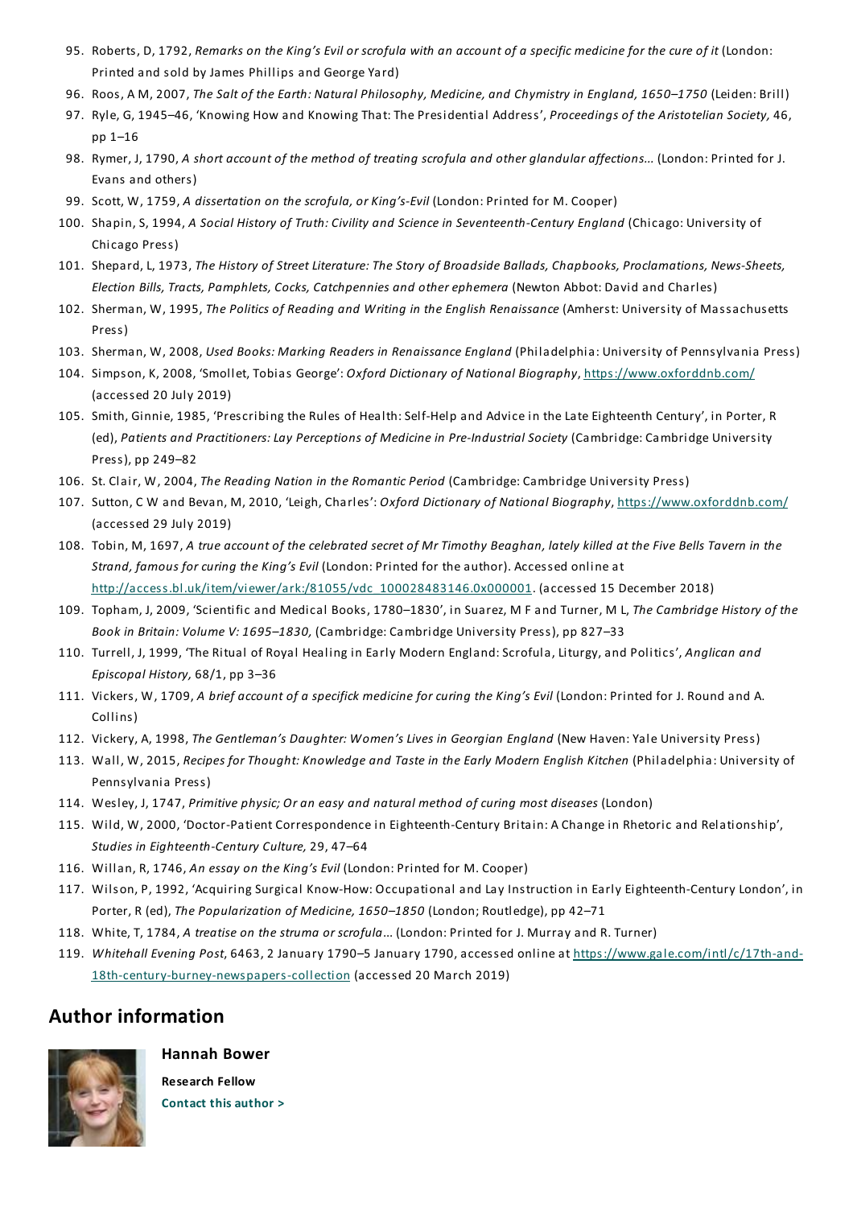95. Roberts, D, 1792, *Remarks on the King's Evil or scrofula with an account of a specific medicine for the cure of it* (London: Printed and sold by James Phillips and George Yard)
96. Roos, A M, 2007, *The Salt of the Earth: Natural Philosophy, Medicine, and Chymistry in England, 1650–1750* (Leiden: Brill)
97. Ryle, G, 1945–46, 'Knowing How and Knowing That: The Presidential Address', *Proceedings of the Aristotelian Society,* 46, pp 1–16
98. Rymer, J, 1790, *A short account of the method of treating scrofula and other glandular affections...* (London: Printed for J. Evans and others)
99. Scott, W, 1759, *A dissertation on the scrofula, or King's-Evil* (London: Printed for M. Cooper)
100. Shapin, S, 1994, *A Social History of Truth: Civility and Science in Seventeenth-Century England* (Chicago: University of Chicago Press)
101. Shepard, L, 1973, *The History of Street Literature: The Story of Broadside Ballads, Chapbooks, Proclamations, News-Sheets, Election Bills, Tracts, Pamphlets, Cocks, Catchpennies and other ephemera* (Newton Abbot: David and Charles)
102. Sherman, W, 1995, *The Politics of Reading and Writing in the English Renaissance* (Amherst: University of Massachusetts Press)
103. Sherman, W, 2008, *Used Books: Marking Readers in Renaissance England* (Philadelphia: University of Pennsylvania Press)
104. Simpson, K, 2008, 'Smollet, Tobias George': *Oxford Dictionary of National Biography*, https://www.oxforddnb.com/ (accessed 20 July 2019)
105. Smith, Ginnie, 1985, 'Prescribing the Rules of Health: Self-Help and Advice in the Late Eighteenth Century', in Porter, R (ed), *Patients and Practitioners: Lay Perceptions of Medicine in Pre-Industrial Society* (Cambridge: Cambridge University Press), pp 249–82
106. St. Clair, W, 2004, *The Reading Nation in the Romantic Period* (Cambridge: Cambridge University Press)
107. Sutton, C W and Bevan, M, 2010, 'Leigh, Charles': *Oxford Dictionary of National Biography*, https://www.oxforddnb.com/ (accessed 29 July 2019)
108. Tobin, M, 1697, *A true account of the celebrated secret of Mr Timothy Beaghan, lately killed at the Five Bells Tavern in the Strand, famous for curing the King's Evil* (London: Printed for the author). Accessed online at http://access.bl.uk/item/viewer/ark:/81055/vdc_100028483146.0x000001. (accessed 15 December 2018)
109. Topham, J, 2009, 'Scientific and Medical Books, 1780–1830', in Suarez, M F and Turner, M L, *The Cambridge History of the Book in Britain: Volume V: 1695–1830,* (Cambridge: Cambridge University Press), pp 827–33
110. Turrell, J, 1999, 'The Ritual of Royal Healing in Early Modern England: Scrofula, Liturgy, and Politics', *Anglican and Episcopal History,* 68/1, pp 3–36
111. Vickers, W, 1709, *A brief account of a specifick medicine for curing the King's Evil* (London: Printed for J. Round and A. Collins)
112. Vickery, A, 1998, *The Gentleman's Daughter: Women's Lives in Georgian England* (New Haven: Yale University Press)
113. Wall, W, 2015, *Recipes for Thought: Knowledge and Taste in the Early Modern English Kitchen* (Philadelphia: University of Pennsylvania Press)
114. Wesley, J, 1747, *Primitive physic; Or an easy and natural method of curing most diseases* (London)
115. Wild, W, 2000, 'Doctor-Patient Correspondence in Eighteenth-Century Britain: A Change in Rhetoric and Relationship', *Studies in Eighteenth-Century Culture,* 29, 47–64
116. Willan, R, 1746, *An essay on the King's Evil* (London: Printed for M. Cooper)
117. Wilson, P, 1992, 'Acquiring Surgical Know-How: Occupational and Lay Instruction in Early Eighteenth-Century London', in Porter, R (ed), *The Popularization of Medicine, 1650–1850* (London; Routledge), pp 42–71
118. White, T, 1784, *A treatise on the struma or scrofula...* (London: Printed for J. Murray and R. Turner)
119. *Whitehall Evening Post*, 6463, 2 January 1790–5 January 1790, accessed online at https://www.gale.com/intl/c/17th-and-18th-century-burney-newspapers-collection (accessed 20 March 2019)

## Author information

**Hannah Bower**

**Research Fellow**

**Contact this author >**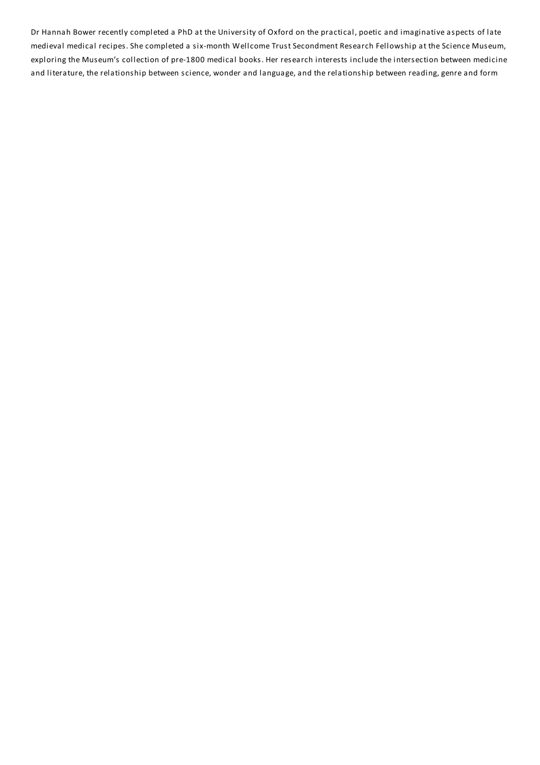Dr Hannah Bower recently completed a PhD at the University of Oxford on the practical, poetic and imaginative aspects of late medieval medical recipes. She completed a six-month Wellcome Trust Secondment Research Fellowship at the Science Museum, exploring the Museum's collection of pre-1800 medical books. Her research interests include the intersection between medicine and literature, the relationship between science, wonder and language, and the relationship between reading, genre and form